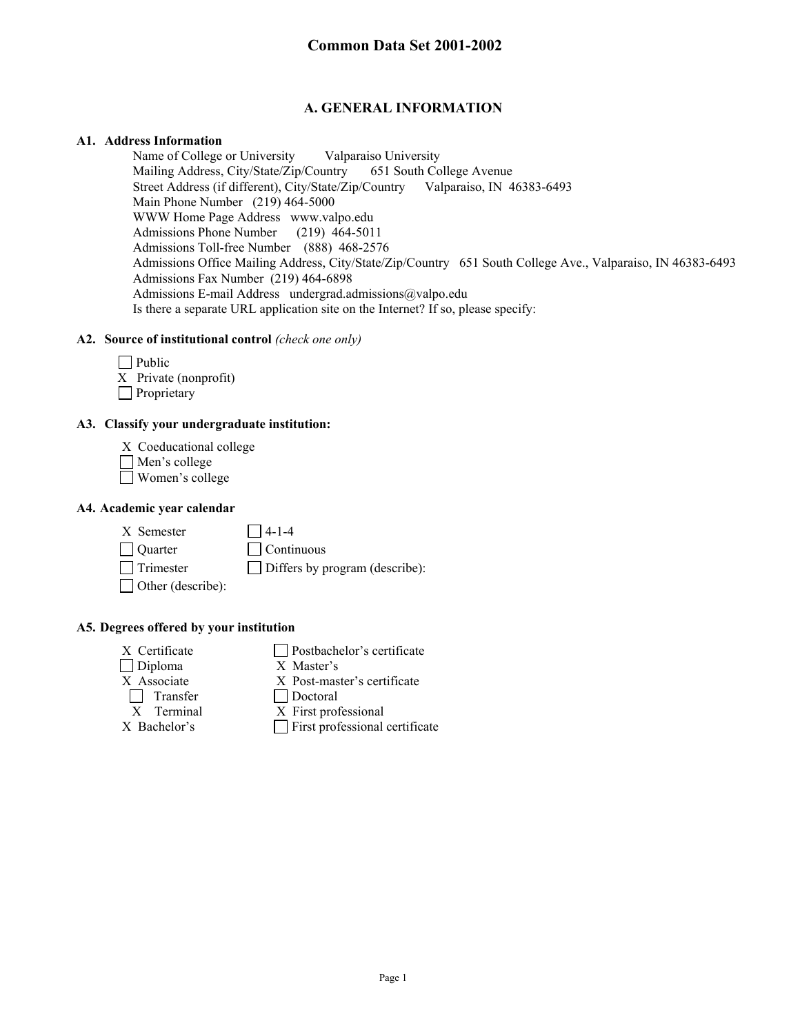# Common Data Set 2001-2002

## A. GENERAL INFORMATION

### A1. Address Information

Name of College or University Valparaiso University
Mailing Address, City/State/Zip/Country 651 South College Avenue
Street Address (if different), City/State/Zip/Country Valparaiso, IN 46383-6493
Main Phone Number (219) 464-5000
WWW Home Page Address www.valpo.edu
Admissions Phone Number (219) 464-5011
Admissions Toll-free Number (888) 468-2576
Admissions Office Mailing Address, City/State/Zip/Country 651 South College Ave., Valparaiso, IN 46383-6493
Admissions Fax Number (219) 464-6898
Admissions E-mail Address undergrad.admissions@valpo.edu
Is there a separate URL application site on the Internet? If so, please specify:

### A2. Source of institutional control *(check one only)*

- [ ] Public
- [x] Private (nonprofit)
- [ ] Proprietary

### A3. Classify your undergraduate institution:

- [x] Coeducational college
- [ ] Men's college
- [ ] Women's college

### A4. Academic year calendar

- [x] Semester
- [ ] Quarter
- [ ] Trimester
- [ ] Other (describe):
- [ ] 4-1-4
- [ ] Continuous
- [ ] Differs by program (describe):

### A5. Degrees offered by your institution

- [x] Certificate
- [ ] Diploma
- [x] Associate
  - [ ] Transfer
  - [x] Terminal
- [x] Bachelor's
- [ ] Postbachelor's certificate
- [x] Master's
- [x] Post-master's certificate
- [ ] Doctoral
- [x] First professional
- [ ] First professional certificate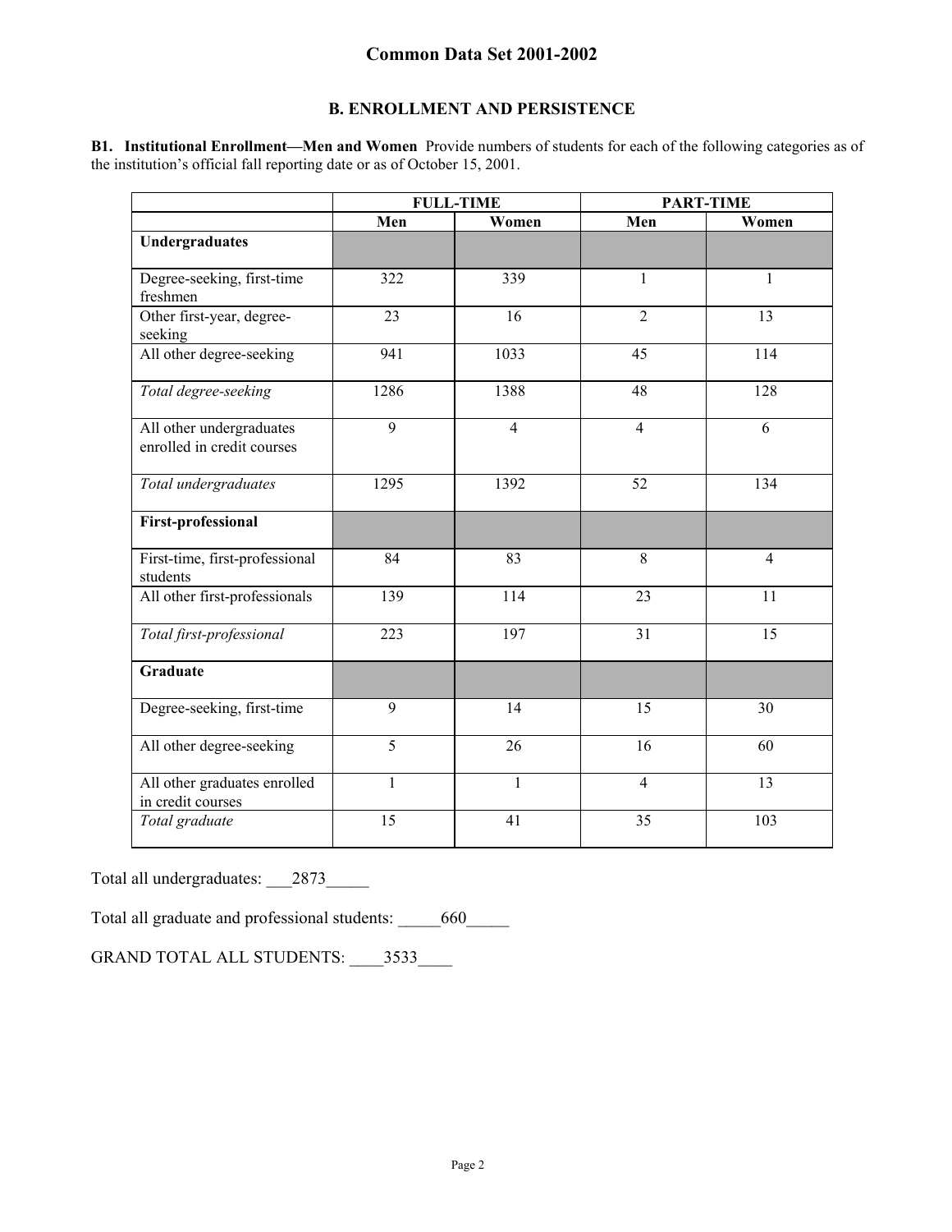# Common Data Set 2001-2002

## B. ENROLLMENT AND PERSISTENCE

**B1. Institutional Enrollment—Men and Women** Provide numbers of students for each of the following categories as of the institution's official fall reporting date or as of October 15, 2001.

| | FULL-TIME | | PART-TIME | |
|---|---|---|---|---|
| | **Men** | **Women** | **Men** | **Women** |
| **Undergraduates** | | | | |
| Degree-seeking, first-time freshmen | 322 | 339 | 1 | 1 |
| Other first-year, degree-seeking | 23 | 16 | 2 | 13 |
| All other degree-seeking | 941 | 1033 | 45 | 114 |
| *Total degree-seeking* | 1286 | 1388 | 48 | 128 |
| All other undergraduates enrolled in credit courses | 9 | 4 | 4 | 6 |
| *Total undergraduates* | 1295 | 1392 | 52 | 134 |
| **First-professional** | | | | |
| First-time, first-professional students | 84 | 83 | 8 | 4 |
| All other first-professionals | 139 | 114 | 23 | 11 |
| *Total first-professional* | 223 | 197 | 31 | 15 |
| **Graduate** | | | | |
| Degree-seeking, first-time | 9 | 14 | 15 | 30 |
| All other degree-seeking | 5 | 26 | 16 | 60 |
| All other graduates enrolled in credit courses | 1 | 1 | 4 | 13 |
| *Total graduate* | 15 | 41 | 35 | 103 |

Total all undergraduates: 2873

Total all graduate and professional students: 660

GRAND TOTAL ALL STUDENTS: 3533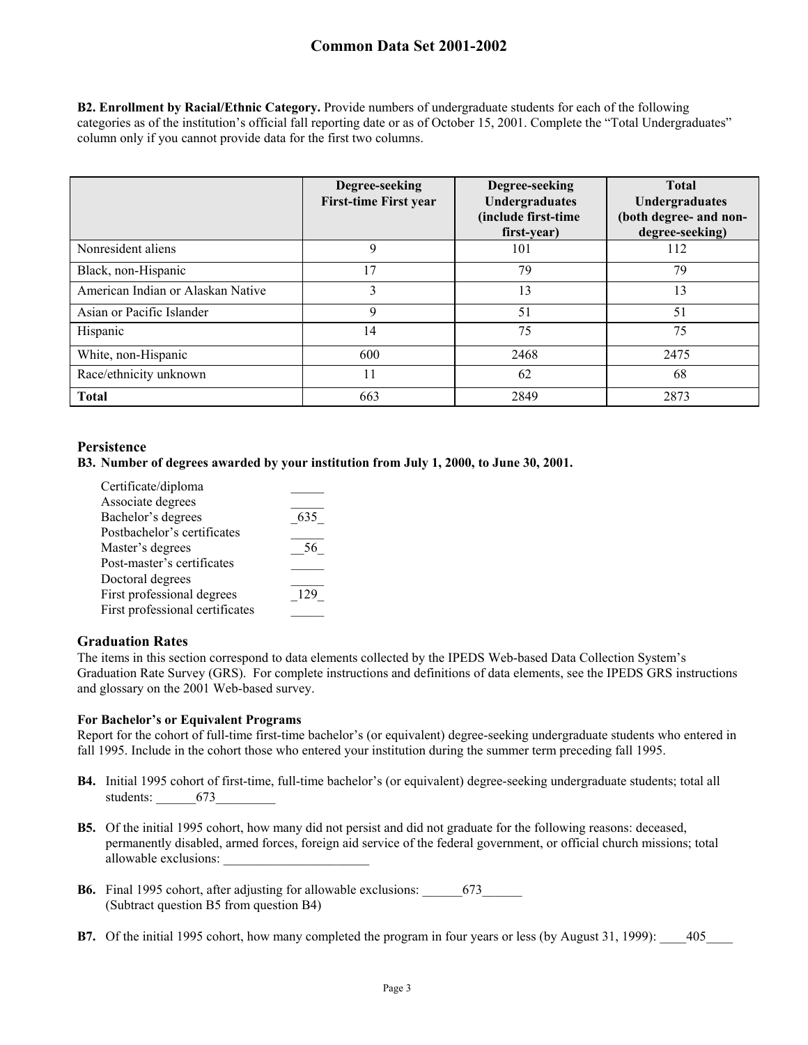**B2. Enrollment by Racial/Ethnic Category.** Provide numbers of undergraduate students for each of the following categories as of the institution's official fall reporting date or as of October 15, 2001. Complete the "Total Undergraduates" column only if you cannot provide data for the first two columns.

| | Degree-seeking First-time First year | Degree-seeking Undergraduates (include first-time first-year) | Total Undergraduates (both degree- and non-degree-seeking) |
|---|---|---|---|
| Nonresident aliens | 9 | 101 | 112 |
| Black, non-Hispanic | 17 | 79 | 79 |
| American Indian or Alaskan Native | 3 | 13 | 13 |
| Asian or Pacific Islander | 9 | 51 | 51 |
| Hispanic | 14 | 75 | 75 |
| White, non-Hispanic | 600 | 2468 | 2475 |
| Race/ethnicity unknown | 11 | 62 | 68 |
| **Total** | 663 | 2849 | 2873 |

## Persistence

**B3. Number of degrees awarded by your institution from July 1, 2000, to June 30, 2001.**

| | |
|---|---|
| Certificate/diploma | _____ |
| Associate degrees | _____ |
| Bachelor's degrees | _635_ |
| Postbachelor's certificates | _____ |
| Master's degrees | __56_ |
| Post-master's certificates | _____ |
| Doctoral degrees | _____ |
| First professional degrees | _129_ |
| First professional certificates | _____ |

## Graduation Rates

The items in this section correspond to data elements collected by the IPEDS Web-based Data Collection System's Graduation Rate Survey (GRS). For complete instructions and definitions of data elements, see the IPEDS GRS instructions and glossary on the 2001 Web-based survey.

**For Bachelor's or Equivalent Programs**

Report for the cohort of full-time first-time bachelor's (or equivalent) degree-seeking undergraduate students who entered in fall 1995. Include in the cohort those who entered your institution during the summer term preceding fall 1995.

**B4.** Initial 1995 cohort of first-time, full-time bachelor's (or equivalent) degree-seeking undergraduate students; total all students: ______673_________

**B5.** Of the initial 1995 cohort, how many did not persist and did not graduate for the following reasons: deceased, permanently disabled, armed forces, foreign aid service of the federal government, or official church missions; total allowable exclusions: ______________________

**B6.** Final 1995 cohort, after adjusting for allowable exclusions: ______673______
(Subtract question B5 from question B4)

**B7.** Of the initial 1995 cohort, how many completed the program in four years or less (by August 31, 1999): ____405____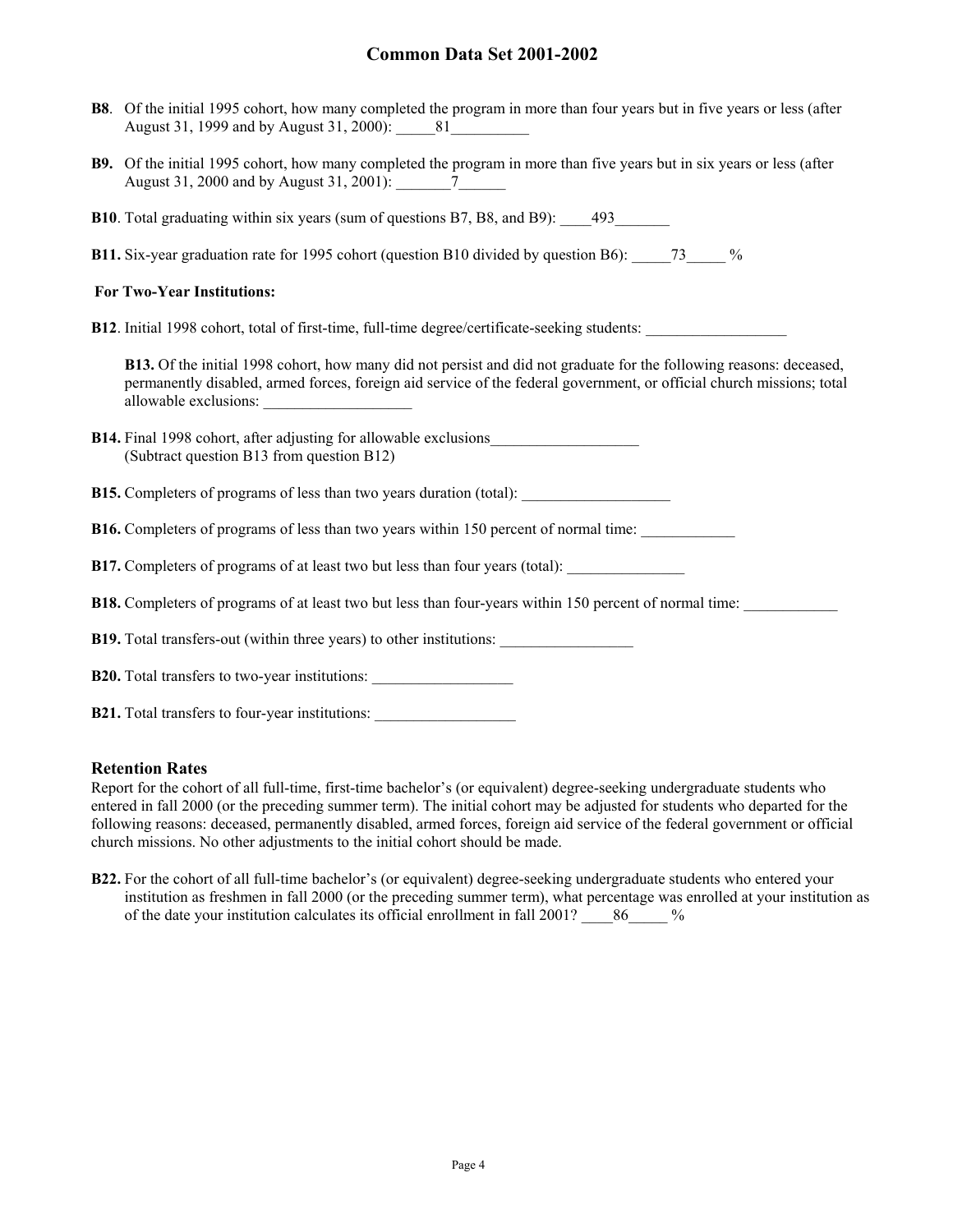**B8**. Of the initial 1995 cohort, how many completed the program in more than four years but in five years or less (after August 31, 1999 and by August 31, 2000): _____81__________

**B9.** Of the initial 1995 cohort, how many completed the program in more than five years but in six years or less (after August 31, 2000 and by August 31, 2001): _______7______

**B10**. Total graduating within six years (sum of questions B7, B8, and B9): ____493_______

**B11.** Six-year graduation rate for 1995 cohort (question B10 divided by question B6): _____73_____ %

**For Two-Year Institutions:**

**B12**. Initial 1998 cohort, total of first-time, full-time degree/certificate-seeking students: __________________

**B13.** Of the initial 1998 cohort, how many did not persist and did not graduate for the following reasons: deceased, permanently disabled, armed forces, foreign aid service of the federal government, or official church missions; total allowable exclusions: ___________________

**B14.** Final 1998 cohort, after adjusting for allowable exclusions___________________
(Subtract question B13 from question B12)

**B15.** Completers of programs of less than two years duration (total): ___________________

**B16.** Completers of programs of less than two years within 150 percent of normal time: ____________

**B17.** Completers of programs of at least two but less than four years (total): _______________

**B18.** Completers of programs of at least two but less than four-years within 150 percent of normal time: ____________

**B19.** Total transfers-out (within three years) to other institutions: _________________

**B20.** Total transfers to two-year institutions: __________________

**B21.** Total transfers to four-year institutions: __________________

## Retention Rates

Report for the cohort of all full-time, first-time bachelor's (or equivalent) degree-seeking undergraduate students who entered in fall 2000 (or the preceding summer term). The initial cohort may be adjusted for students who departed for the following reasons: deceased, permanently disabled, armed forces, foreign aid service of the federal government or official church missions. No other adjustments to the initial cohort should be made.

**B22.** For the cohort of all full-time bachelor's (or equivalent) degree-seeking undergraduate students who entered your institution as freshmen in fall 2000 (or the preceding summer term), what percentage was enrolled at your institution as of the date your institution calculates its official enrollment in fall 2001? ____86_____ %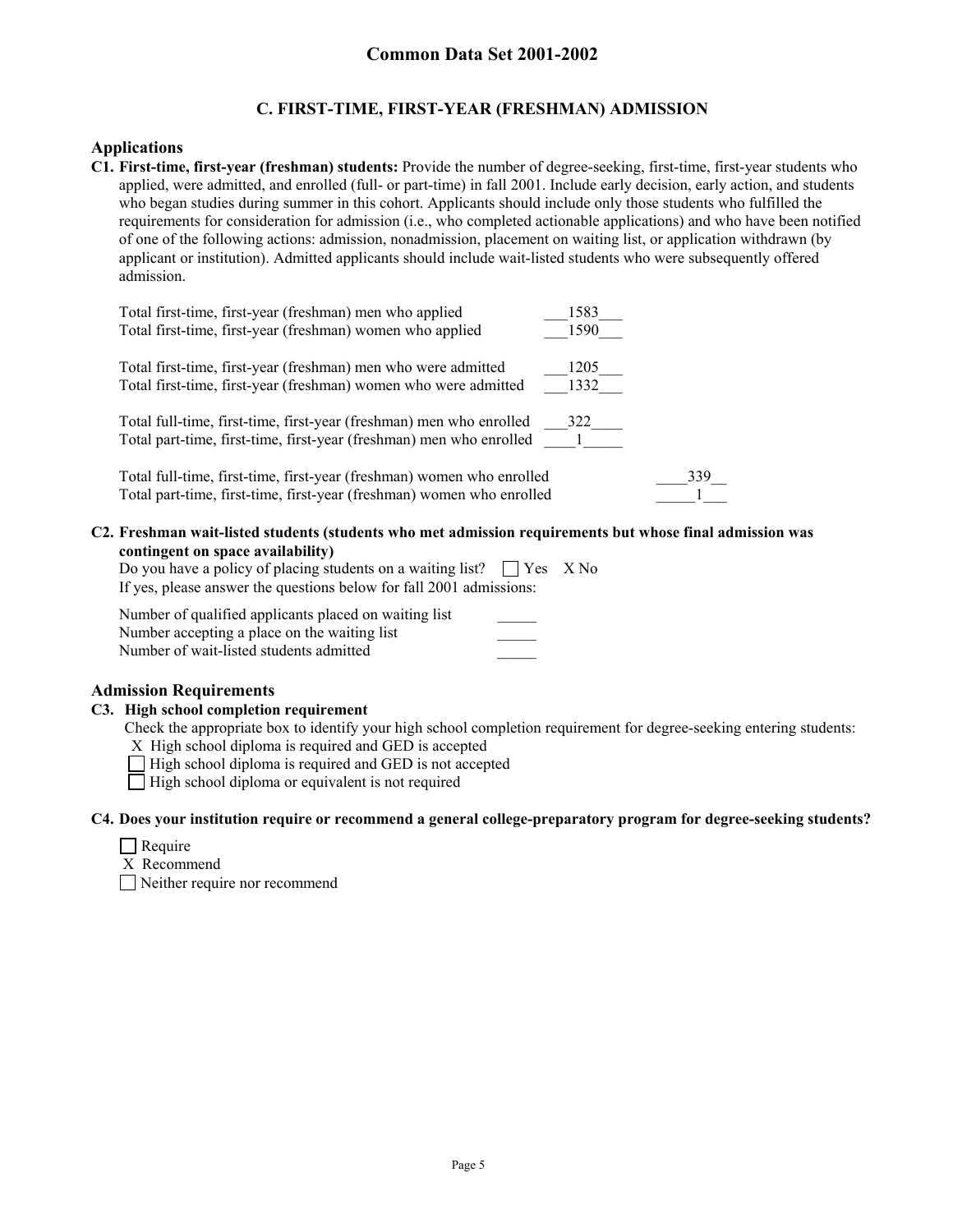# Common Data Set 2001-2002

## C. FIRST-TIME, FIRST-YEAR (FRESHMAN) ADMISSION

### Applications

**C1. First-time, first-year (freshman) students:** Provide the number of degree-seeking, first-time, first-year students who applied, were admitted, and enrolled (full- or part-time) in fall 2001. Include early decision, early action, and students who began studies during summer in this cohort. Applicants should include only those students who fulfilled the requirements for consideration for admission (i.e., who completed actionable applications) and who have been notified of one of the following actions: admission, nonadmission, placement on waiting list, or application withdrawn (by applicant or institution). Admitted applicants should include wait-listed students who were subsequently offered admission.

| | |
|---|---|
| Total first-time, first-year (freshman) men who applied | 1583 |
| Total first-time, first-year (freshman) women who applied | 1590 |
| Total first-time, first-year (freshman) men who were admitted | 1205 |
| Total first-time, first-year (freshman) women who were admitted | 1332 |
| Total full-time, first-time, first-year (freshman) men who enrolled | 322 |
| Total part-time, first-time, first-year (freshman) men who enrolled | 1 |
| Total full-time, first-time, first-year (freshman) women who enrolled | 339 |
| Total part-time, first-time, first-year (freshman) women who enrolled | 1 |

**C2. Freshman wait-listed students (students who met admission requirements but whose final admission was contingent on space availability)**

Do you have a policy of placing students on a waiting list? ☐ Yes X No

If yes, please answer the questions below for fall 2001 admissions:

| | |
|---|---|
| Number of qualified applicants placed on waiting list | ______ |
| Number accepting a place on the waiting list | ______ |
| Number of wait-listed students admitted | ______ |

### Admission Requirements

**C3. High school completion requirement**

Check the appropriate box to identify your high school completion requirement for degree-seeking entering students:

X High school diploma is required and GED is accepted

☐ High school diploma is required and GED is not accepted

☐ High school diploma or equivalent is not required

**C4. Does your institution require or recommend a general college-preparatory program for degree-seeking students?**

☐ Require

X Recommend

☐ Neither require nor recommend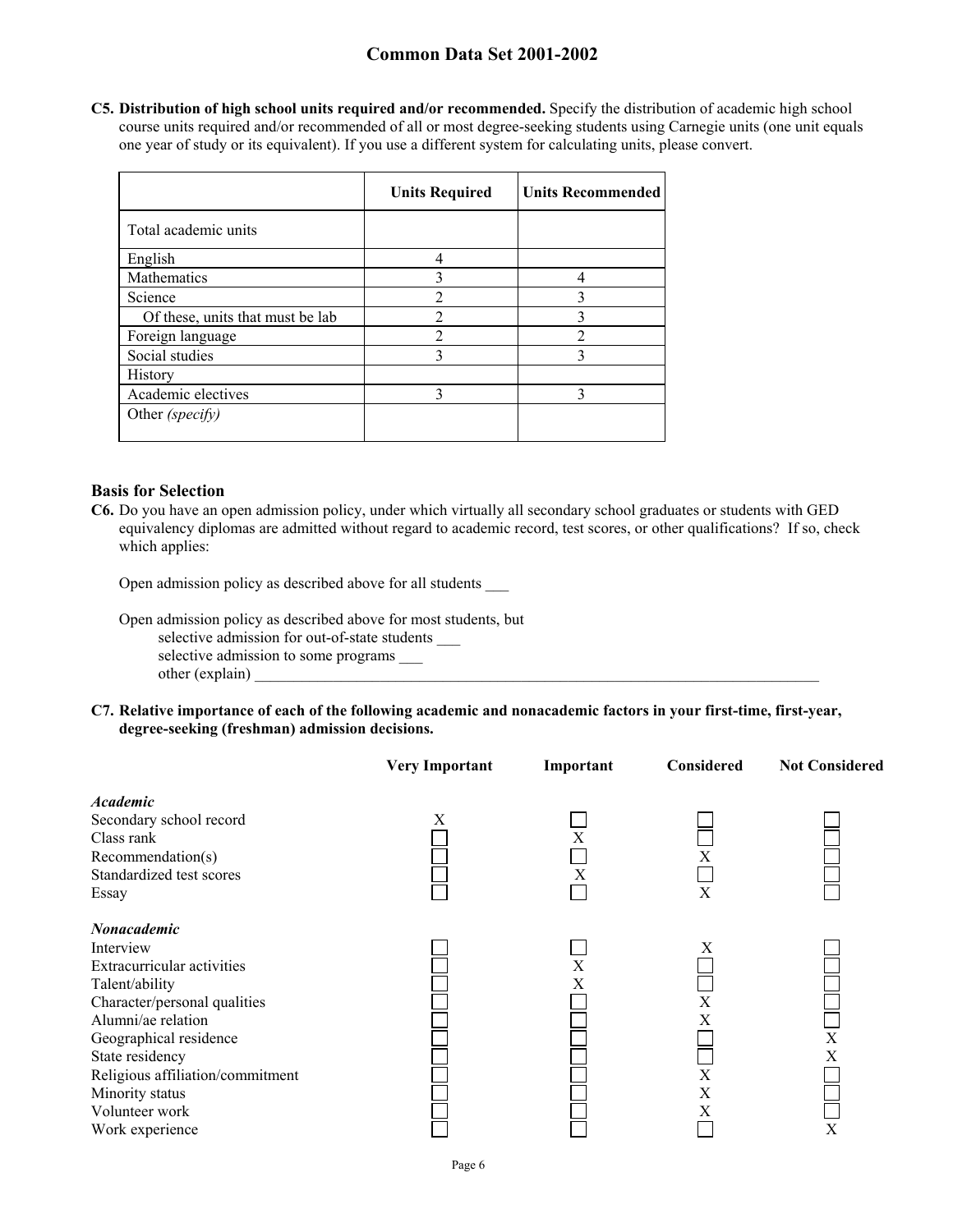**C5. Distribution of high school units required and/or recommended.** Specify the distribution of academic high school course units required and/or recommended of all or most degree-seeking students using Carnegie units (one unit equals one year of study or its equivalent). If you use a different system for calculating units, please convert.

| | Units Required | Units Recommended |
|---|---|---|
| Total academic units | | |
| English | 4 | |
| Mathematics | 3 | 4 |
| Science | 2 | 3 |
| Of these, units that must be lab | 2 | 3 |
| Foreign language | 2 | 2 |
| Social studies | 3 | 3 |
| History | | |
| Academic electives | 3 | 3 |
| Other *(specify)* | | |

### Basis for Selection

**C6.** Do you have an open admission policy, under which virtually all secondary school graduates or students with GED equivalency diplomas are admitted without regard to academic record, test scores, or other qualifications? If so, check which applies:

Open admission policy as described above for all students ___

Open admission policy as described above for most students, but
selective admission for out-of-state students ___
selective admission to some programs ___
other (explain) ___

**C7. Relative importance of each of the following academic and nonacademic factors in your first-time, first-year, degree-seeking (freshman) admission decisions.**

| | Very Important | Important | Considered | Not Considered |
|---|---|---|---|---|
| ***Academic*** | | | | |
| Secondary school record | X | | | |
| Class rank | | X | | |
| Recommendation(s) | | | X | |
| Standardized test scores | | X | | |
| Essay | | | X | |
| ***Nonacademic*** | | | | |
| Interview | | | X | |
| Extracurricular activities | | X | | |
| Talent/ability | | X | | |
| Character/personal qualities | | | X | |
| Alumni/ae relation | | | X | |
| Geographical residence | | | | X |
| State residency | | | | X |
| Religious affiliation/commitment | | | X | |
| Minority status | | | X | |
| Volunteer work | | | X | |
| Work experience | | | | X |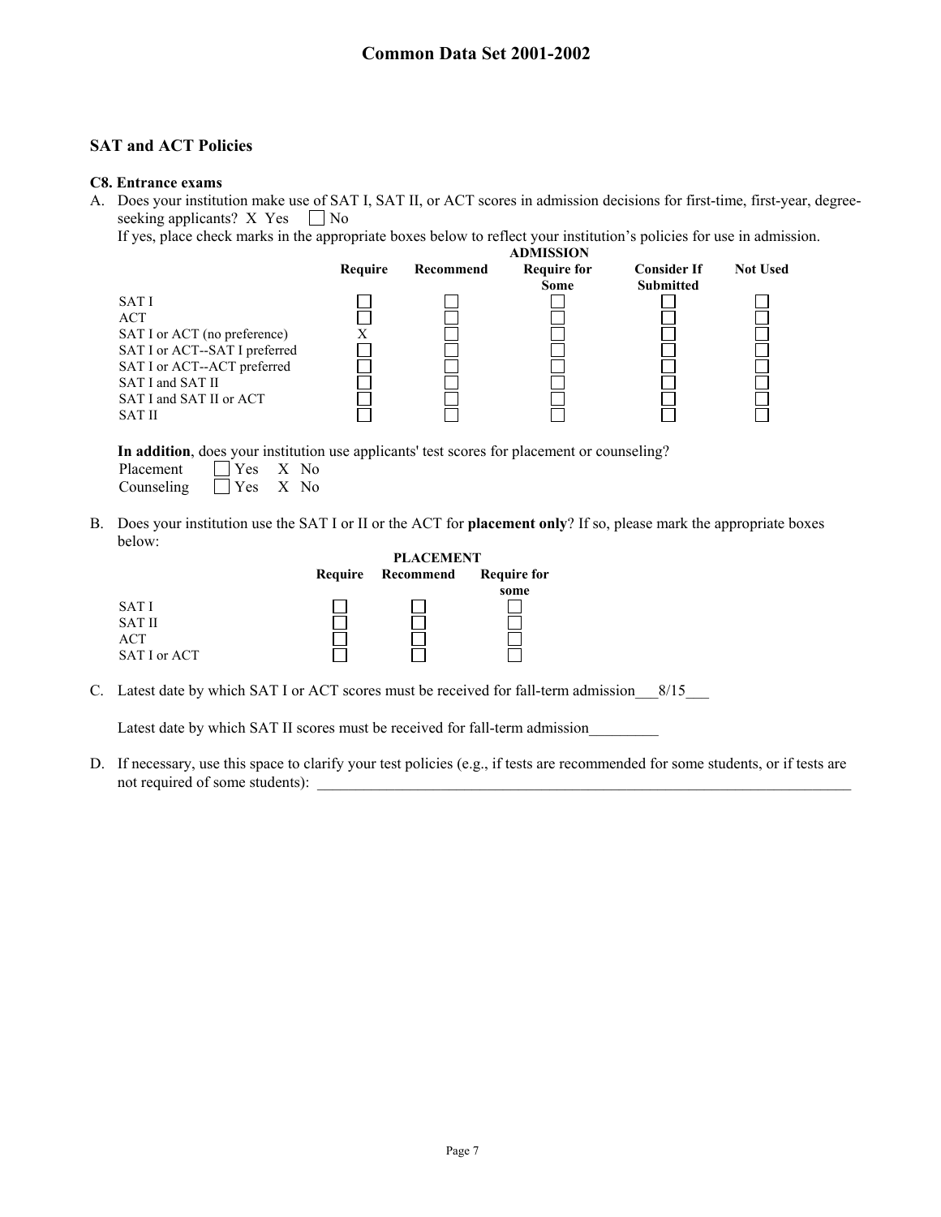## SAT and ACT Policies

**C8. Entrance exams**

A. Does your institution make use of SAT I, SAT II, or ACT scores in admission decisions for first-time, first-year, degree-seeking applicants? X Yes ☐ No

If yes, place check marks in the appropriate boxes below to reflect your institution's policies for use in admission.

| | ADMISSION | | | | |
|---|---|---|---|---|---|
| | **Require** | **Recommend** | **Require for Some** | **Consider If Submitted** | **Not Used** |
| SAT I | ☐ | ☐ | ☐ | ☐ | ☐ |
| ACT | ☐ | ☐ | ☐ | ☐ | ☐ |
| SAT I or ACT (no preference) | X | ☐ | ☐ | ☐ | ☐ |
| SAT I or ACT--SAT I preferred | ☐ | ☐ | ☐ | ☐ | ☐ |
| SAT I or ACT--ACT preferred | ☐ | ☐ | ☐ | ☐ | ☐ |
| SAT I and SAT II | ☐ | ☐ | ☐ | ☐ | ☐ |
| SAT I and SAT II or ACT | ☐ | ☐ | ☐ | ☐ | ☐ |
| SAT II | ☐ | ☐ | ☐ | ☐ | ☐ |

**In addition**, does your institution use applicants' test scores for placement or counseling?

Placement ☐ Yes X No
Counseling ☐ Yes X No

B. Does your institution use the SAT I or II or the ACT for **placement only**? If so, please mark the appropriate boxes below:

| | PLACEMENT | | |
|---|---|---|---|
| | **Require** | **Recommend** | **Require for some** |
| SAT I | ☐ | ☐ | ☐ |
| SAT II | ☐ | ☐ | ☐ |
| ACT | ☐ | ☐ | ☐ |
| SAT I or ACT | ☐ | ☐ | ☐ |

C. Latest date by which SAT I or ACT scores must be received for fall-term admission___8/15___

Latest date by which SAT II scores must be received for fall-term admission_________

D. If necessary, use this space to clarify your test policies (e.g., if tests are recommended for some students, or if tests are not required of some students): ______________________________________________________________________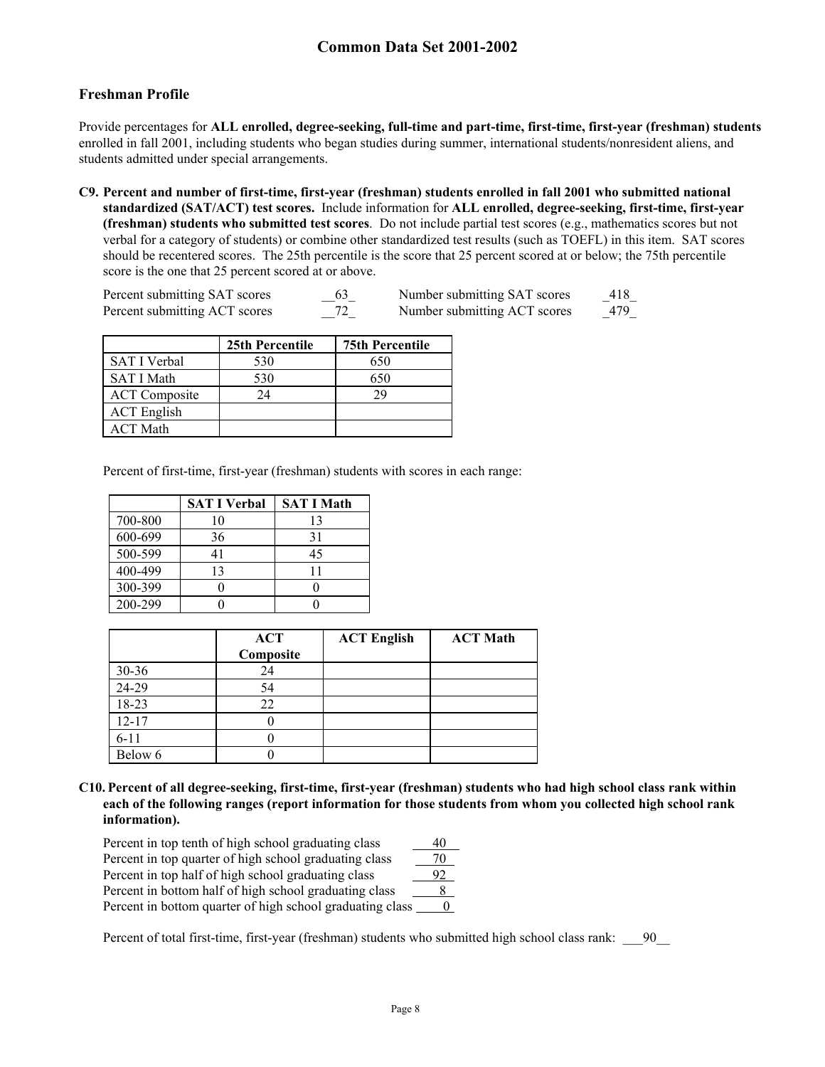## Freshman Profile

Provide percentages for **ALL enrolled, degree-seeking, full-time and part-time, first-time, first-year (freshman) students** enrolled in fall 2001, including students who began studies during summer, international students/nonresident aliens, and students admitted under special arrangements.

**C9. Percent and number of first-time, first-year (freshman) students enrolled in fall 2001 who submitted national standardized (SAT/ACT) test scores.** Include information for **ALL enrolled, degree-seeking, first-time, first-year (freshman) students who submitted test scores**. Do not include partial test scores (e.g., mathematics scores but not verbal for a category of students) or combine other standardized test results (such as TOEFL) in this item. SAT scores should be recentered scores. The 25th percentile is the score that 25 percent scored at or below; the 75th percentile score is the one that 25 percent scored at or above.

Percent submitting SAT scores __63_ Number submitting SAT scores _418_
Percent submitting ACT scores __72_ Number submitting ACT scores _479_

| | 25th Percentile | 75th Percentile |
|---|---|---|
| SAT I Verbal | 530 | 650 |
| SAT I Math | 530 | 650 |
| ACT Composite | 24 | 29 |
| ACT English | | |
| ACT Math | | |

Percent of first-time, first-year (freshman) students with scores in each range:

| | SAT I Verbal | SAT I Math |
|---|---|---|
| 700-800 | 10 | 13 |
| 600-699 | 36 | 31 |
| 500-599 | 41 | 45 |
| 400-499 | 13 | 11 |
| 300-399 | 0 | 0 |
| 200-299 | 0 | 0 |

| | ACT Composite | ACT English | ACT Math |
|---|---|---|---|
| 30-36 | 24 | | |
| 24-29 | 54 | | |
| 18-23 | 22 | | |
| 12-17 | 0 | | |
| 6-11 | 0 | | |
| Below 6 | 0 | | |

**C10. Percent of all degree-seeking, first-time, first-year (freshman) students who had high school class rank within each of the following ranges (report information for those students from whom you collected high school rank information).**

Percent in top tenth of high school graduating class 40
Percent in top quarter of high school graduating class 70
Percent in top half of high school graduating class 92
Percent in bottom half of high school graduating class 8
Percent in bottom quarter of high school graduating class 0

Percent of total first-time, first-year (freshman) students who submitted high school class rank: ___90__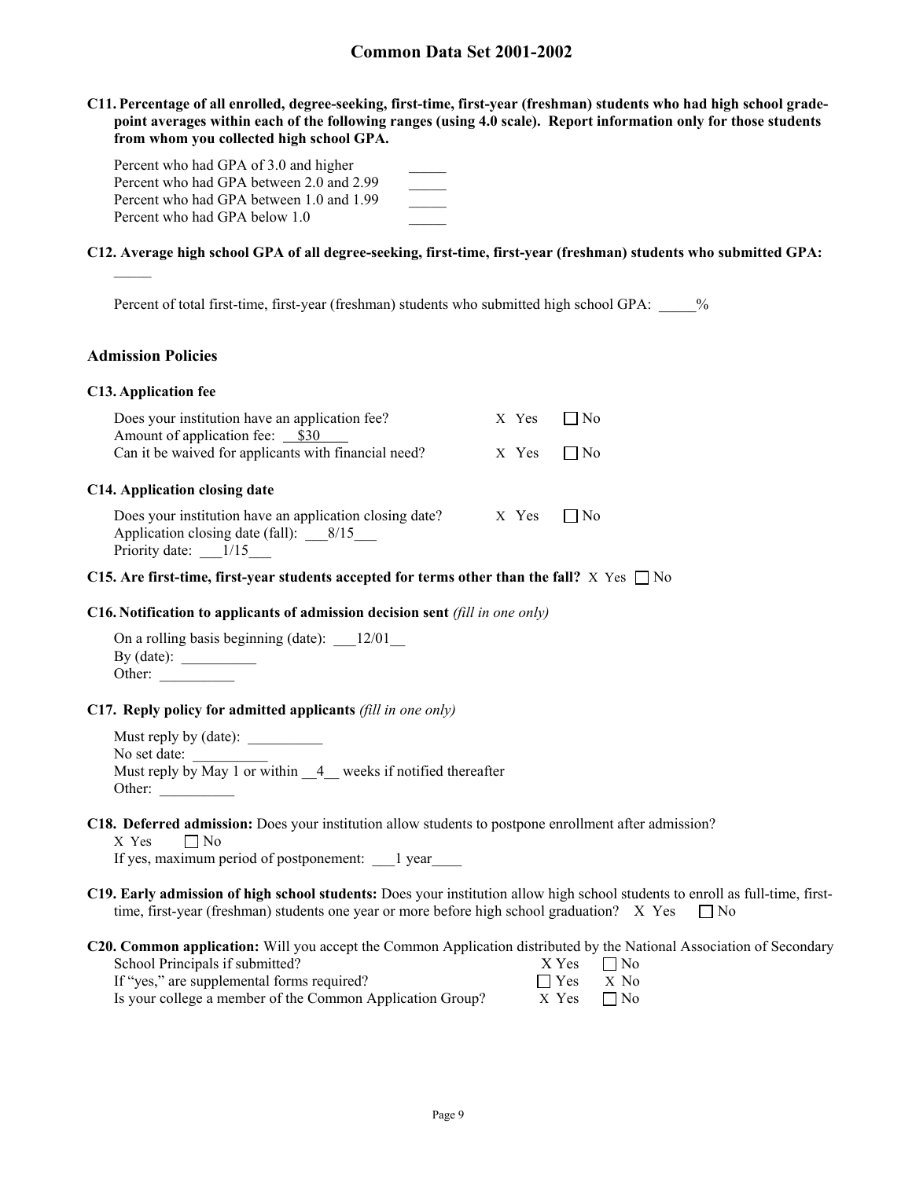**C11. Percentage of all enrolled, degree-seeking, first-time, first-year (freshman) students who had high school grade-point averages within each of the following ranges (using 4.0 scale). Report information only for those students from whom you collected high school GPA.**

| | |
|---|---|
| Percent who had GPA of 3.0 and higher | _____ |
| Percent who had GPA between 2.0 and 2.99 | _____ |
| Percent who had GPA between 1.0 and 1.99 | _____ |
| Percent who had GPA below 1.0 | _____ |

**C12. Average high school GPA of all degree-seeking, first-time, first-year (freshman) students who submitted GPA:** _____

Percent of total first-time, first-year (freshman) students who submitted high school GPA: _____%

## Admission Policies

### C13. Application fee

| | | |
|---|---|---|
| Does your institution have an application fee? | X Yes | ☐ No |
| Amount of application fee: $30 | | |
| Can it be waived for applicants with financial need? | X Yes | ☐ No |

### C14. Application closing date

| | | |
|---|---|---|
| Does your institution have an application closing date? | X Yes | ☐ No |

Application closing date (fall): 8/15

Priority date: 1/15

**C15. Are first-time, first-year students accepted for terms other than the fall?** X Yes ☐ No

**C16. Notification to applicants of admission decision sent** *(fill in one only)*

On a rolling basis beginning (date): 12/01

By (date): __________

Other: __________

**C17. Reply policy for admitted applicants** *(fill in one only)*

Must reply by (date): __________

No set date: __________

Must reply by May 1 or within 4 weeks if notified thereafter

Other: __________

**C18. Deferred admission:** Does your institution allow students to postpone enrollment after admission?

X Yes ☐ No

If yes, maximum period of postponement: 1 year

**C19. Early admission of high school students:** Does your institution allow high school students to enroll as full-time, first-time, first-year (freshman) students one year or more before high school graduation? X Yes ☐ No

**C20. Common application:** Will you accept the Common Application distributed by the National Association of Secondary School Principals if submitted?

| | | |
|---|---|---|
| School Principals if submitted? | X Yes | ☐ No |
| If "yes," are supplemental forms required? | ☐ Yes | X No |
| Is your college a member of the Common Application Group? | X Yes | ☐ No |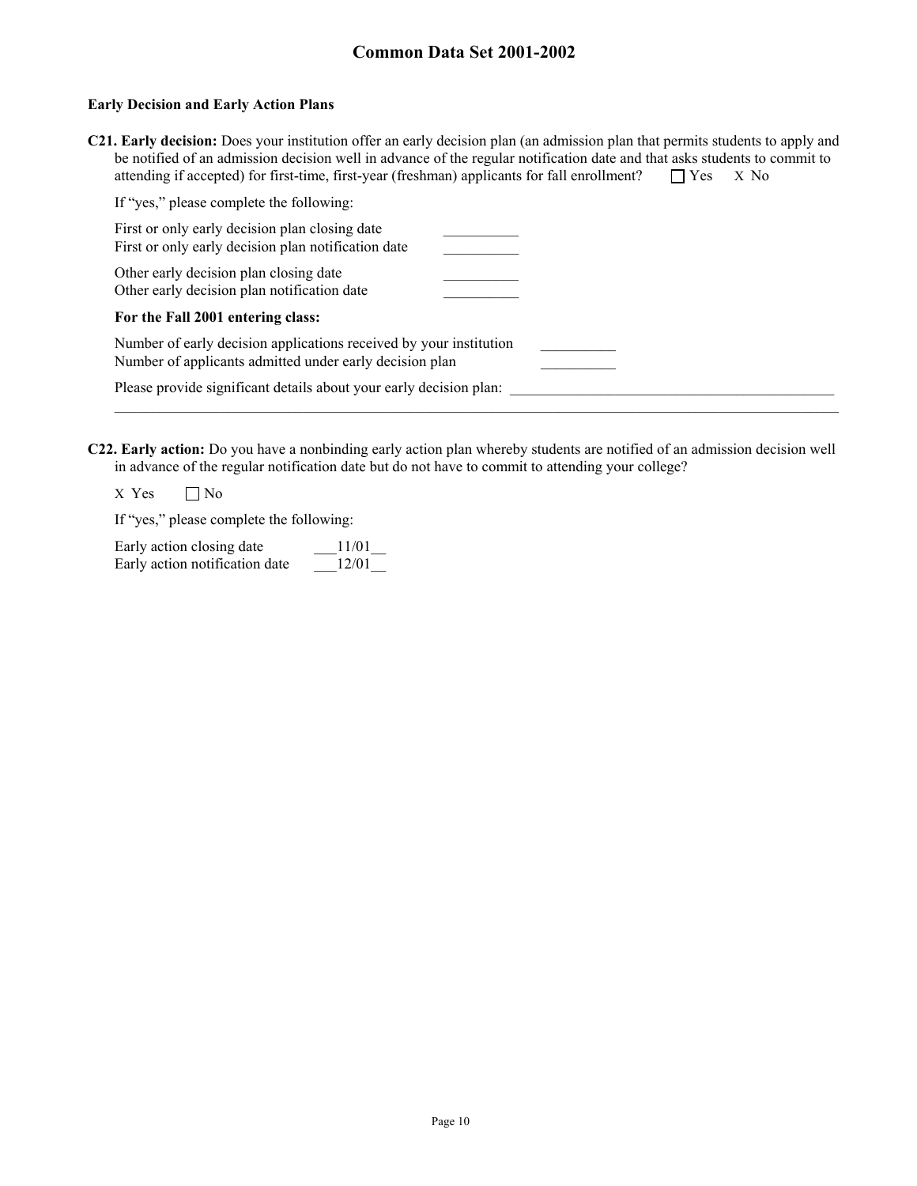## Common Data Set 2001-2002

**Early Decision and Early Action Plans**

**C21. Early decision:** Does your institution offer an early decision plan (an admission plan that permits students to apply and be notified of an admission decision well in advance of the regular notification date and that asks students to commit to attending if accepted) for first-time, first-year (freshman) applicants for fall enrollment? ☐ Yes X No

If "yes," please complete the following:

First or only early decision plan closing date __________
First or only early decision plan notification date __________

Other early decision plan closing date __________
Other early decision plan notification date __________

**For the Fall 2001 entering class:**

Number of early decision applications received by your institution __________
Number of applicants admitted under early decision plan __________

Please provide significant details about your early decision plan: __________

**C22. Early action:** Do you have a nonbinding early action plan whereby students are notified of an admission decision well in advance of the regular notification date but do not have to commit to attending your college?

X Yes ☐ No

If "yes," please complete the following:

Early action closing date 11/01
Early action notification date 12/01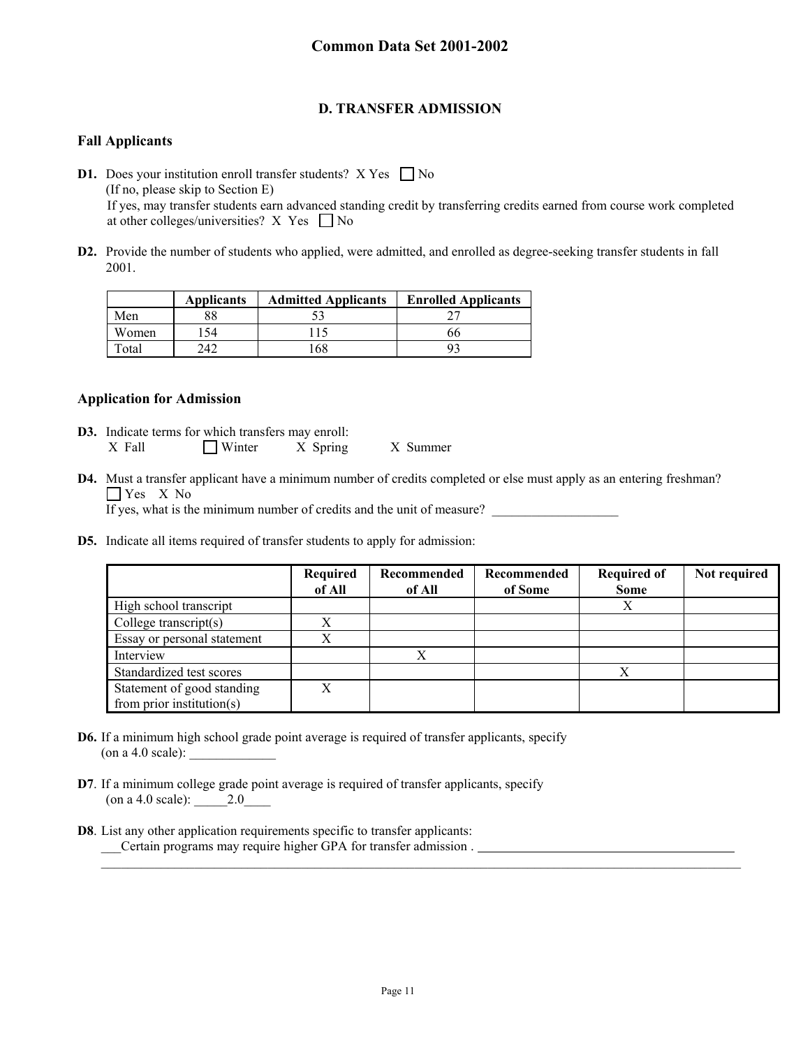# Common Data Set 2001-2002

## D. TRANSFER ADMISSION

### Fall Applicants

**D1.** Does your institution enroll transfer students? X Yes ☐ No
(If no, please skip to Section E)
If yes, may transfer students earn advanced standing credit by transferring credits earned from course work completed at other colleges/universities? X Yes ☐ No

**D2.** Provide the number of students who applied, were admitted, and enrolled as degree-seeking transfer students in fall 2001.

| | Applicants | Admitted Applicants | Enrolled Applicants |
|---|---|---|---|
| Men | 88 | 53 | 27 |
| Women | 154 | 115 | 66 |
| Total | 242 | 168 | 93 |

### Application for Admission

**D3.** Indicate terms for which transfers may enroll:
X Fall ☐ Winter X Spring X Summer

**D4.** Must a transfer applicant have a minimum number of credits completed or else must apply as an entering freshman?
☐ Yes X No
If yes, what is the minimum number of credits and the unit of measure? ___________________

**D5.** Indicate all items required of transfer students to apply for admission:

| | Required of All | Recommended of All | Recommended of Some | Required of Some | Not required |
|---|---|---|---|---|---|
| High school transcript | | | | X | |
| College transcript(s) | X | | | | |
| Essay or personal statement | X | | | | |
| Interview | | X | | | |
| Standardized test scores | | | | X | |
| Statement of good standing from prior institution(s) | X | | | | |

**D6.** If a minimum high school grade point average is required of transfer applicants, specify (on a 4.0 scale): _____________

**D7**. If a minimum college grade point average is required of transfer applicants, specify (on a 4.0 scale): _____2.0____

**D8**. List any other application requirements specific to transfer applicants:
___Certain programs may require higher GPA for transfer admission . _______________________________________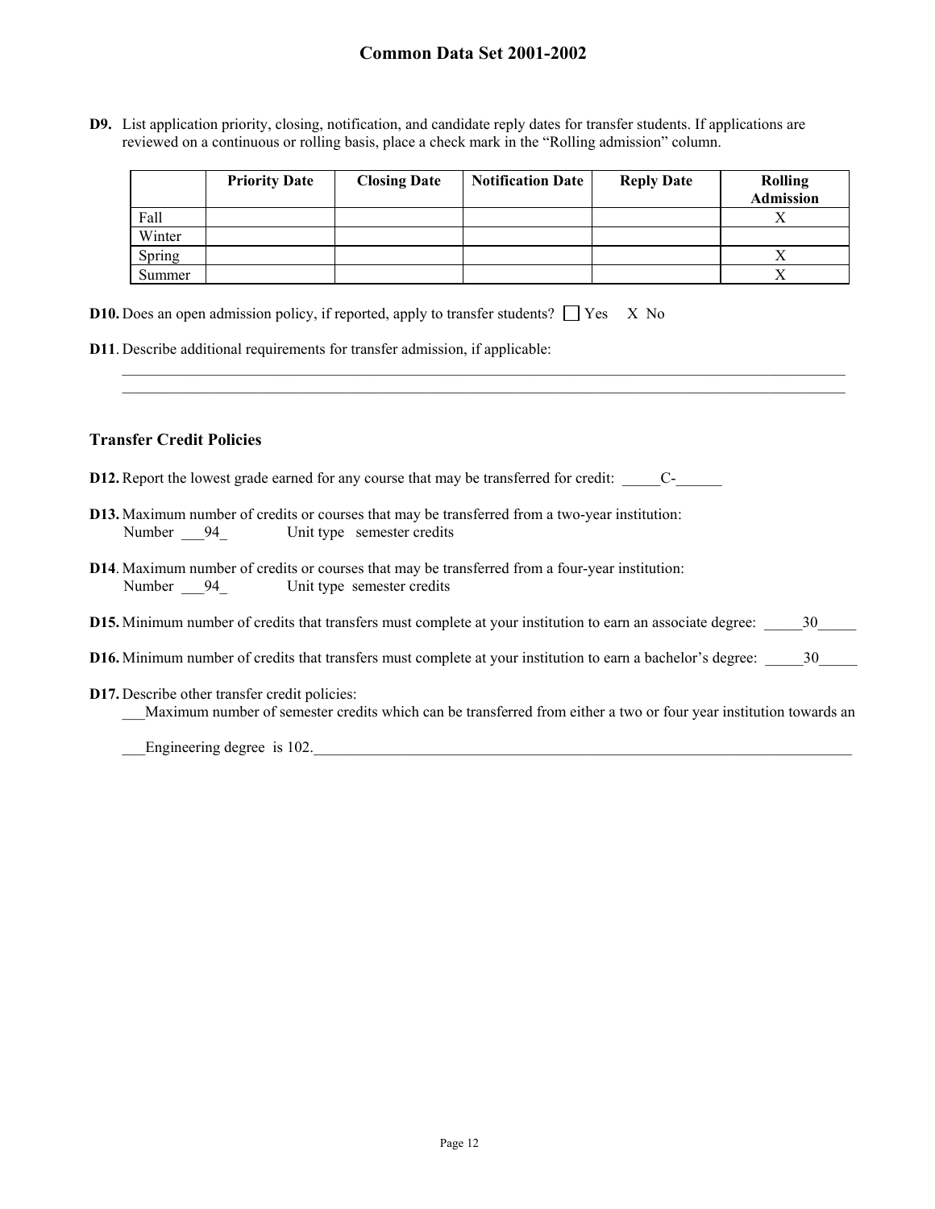**D9.** List application priority, closing, notification, and candidate reply dates for transfer students. If applications are reviewed on a continuous or rolling basis, place a check mark in the "Rolling admission" column.

| | Priority Date | Closing Date | Notification Date | Reply Date | Rolling Admission |
|---|---|---|---|---|---|
| Fall | | | | | X |
| Winter | | | | | |
| Spring | | | | | X |
| Summer | | | | | X |

**D10.** Does an open admission policy, if reported, apply to transfer students? ☐ Yes X No

**D11**. Describe additional requirements for transfer admission, if applicable:

### Transfer Credit Policies

**D12.** Report the lowest grade earned for any course that may be transferred for credit: C-

**D13.** Maximum number of credits or courses that may be transferred from a two-year institution:
Number 94 Unit type semester credits

**D14**. Maximum number of credits or courses that may be transferred from a four-year institution:
Number 94 Unit type semester credits

**D15.** Minimum number of credits that transfers must complete at your institution to earn an associate degree: 30

**D16.** Minimum number of credits that transfers must complete at your institution to earn a bachelor's degree: 30

**D17.** Describe other transfer credit policies:
Maximum number of semester credits which can be transferred from either a two or four year institution towards an Engineering degree is 102.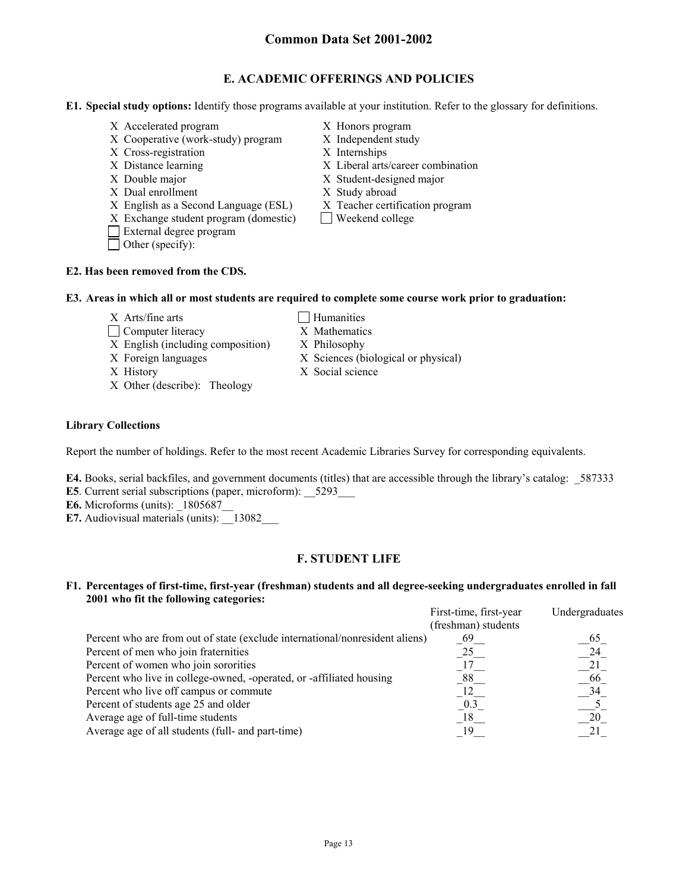## E. ACADEMIC OFFERINGS AND POLICIES

**E1. Special study options:** Identify those programs available at your institution. Refer to the glossary for definitions.

- X Accelerated program
- X Cooperative (work-study) program
- X Cross-registration
- X Distance learning
- X Double major
- X Dual enrollment
- X English as a Second Language (ESL)
- X Exchange student program (domestic)
- ☐ External degree program
- ☐ Other (specify):
- X Honors program
- X Independent study
- X Internships
- X Liberal arts/career combination
- X Student-designed major
- X Study abroad
- X Teacher certification program
- ☐ Weekend college

**E2. Has been removed from the CDS.**

**E3. Areas in which all or most students are required to complete some course work prior to graduation:**

- X Arts/fine arts
- ☐ Computer literacy
- X English (including composition)
- X Foreign languages
- X History
- X Other (describe): Theology
- ☐ Humanities
- X Mathematics
- X Philosophy
- X Sciences (biological or physical)
- X Social science

**Library Collections**

Report the number of holdings. Refer to the most recent Academic Libraries Survey for corresponding equivalents.

**E4.** Books, serial backfiles, and government documents (titles) that are accessible through the library's catalog: _587333

**E5**. Current serial subscriptions (paper, microform): __5293___

**E6.** Microforms (units): _1805687__

**E7.** Audiovisual materials (units): __13082___

## F. STUDENT LIFE

**F1. Percentages of first-time, first-year (freshman) students and all degree-seeking undergraduates enrolled in fall 2001 who fit the following categories:**

| | First-time, first-year (freshman) students | Undergraduates |
|---|---|---|
| Percent who are from out of state (exclude international/nonresident aliens) | 69 | 65 |
| Percent of men who join fraternities | 25 | 24 |
| Percent of women who join sororities | 17 | 21 |
| Percent who live in college-owned, -operated, or -affiliated housing | 88 | 66 |
| Percent who live off campus or commute | 12 | 34 |
| Percent of students age 25 and older | 0.3 | 5 |
| Average age of full-time students | 18 | 20 |
| Average age of all students (full- and part-time) | 19 | 21 |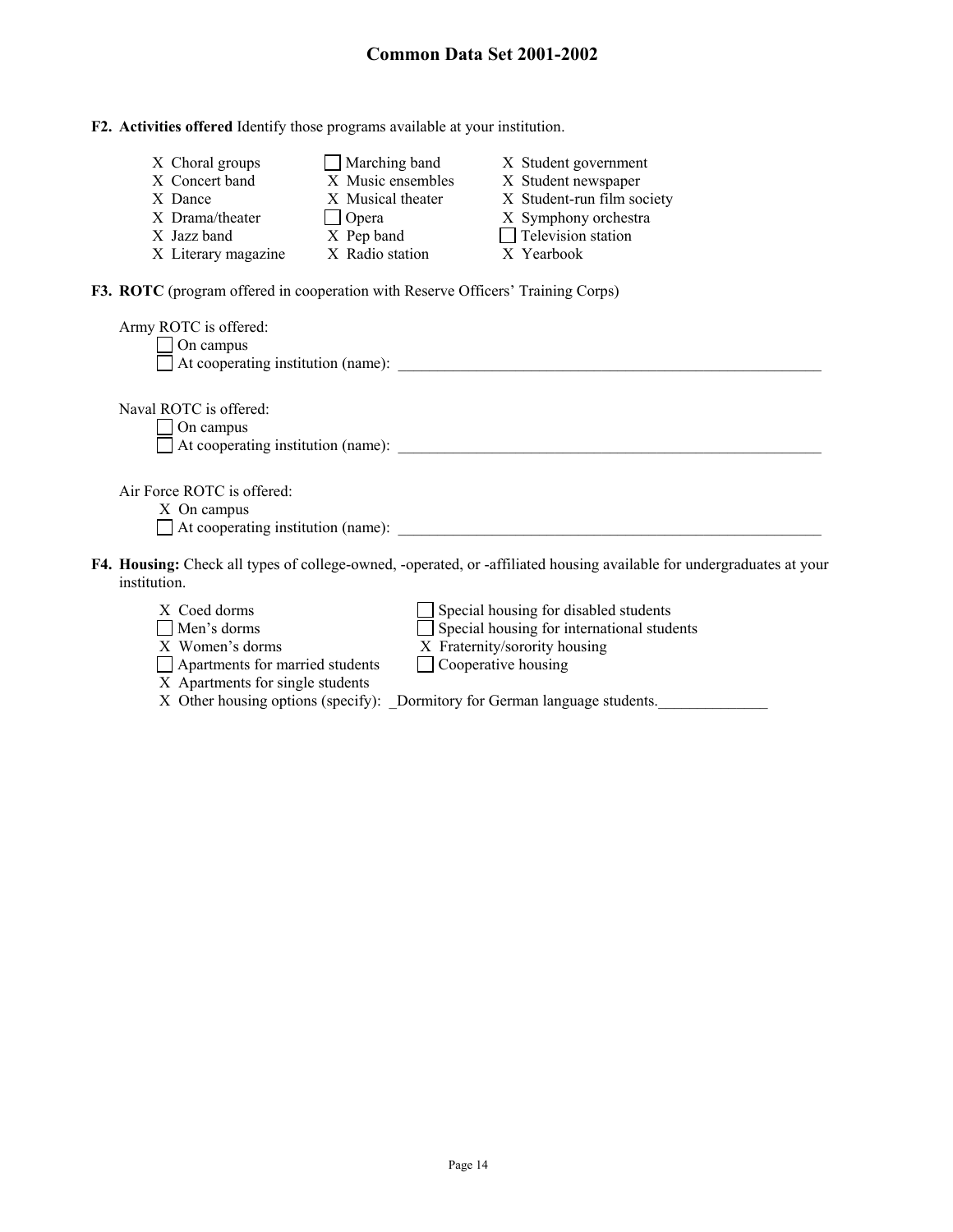**F2. Activities offered** Identify those programs available at your institution.

- X Choral groups
- X Concert band
- X Dance
- X Drama/theater
- X Jazz band
- X Literary magazine
- ☐ Marching band
- X Music ensembles
- X Musical theater
- ☐ Opera
- X Pep band
- X Radio station
- X Student government
- X Student newspaper
- X Student-run film society
- X Symphony orchestra
- ☐ Television station
- X Yearbook

**F3. ROTC** (program offered in cooperation with Reserve Officers' Training Corps)

Army ROTC is offered:
- ☐ On campus
- ☐ At cooperating institution (name): ______________________

Naval ROTC is offered:
- ☐ On campus
- ☐ At cooperating institution (name): ______________________

Air Force ROTC is offered:
- X On campus
- ☐ At cooperating institution (name): ______________________

**F4. Housing:** Check all types of college-owned, -operated, or -affiliated housing available for undergraduates at your institution.

- X Coed dorms
- ☐ Men's dorms
- X Women's dorms
- ☐ Apartments for married students
- X Apartments for single students
- ☐ Special housing for disabled students
- ☐ Special housing for international students
- X Fraternity/sorority housing
- ☐ Cooperative housing
- X Other housing options (specify): _Dormitory for German language students.______________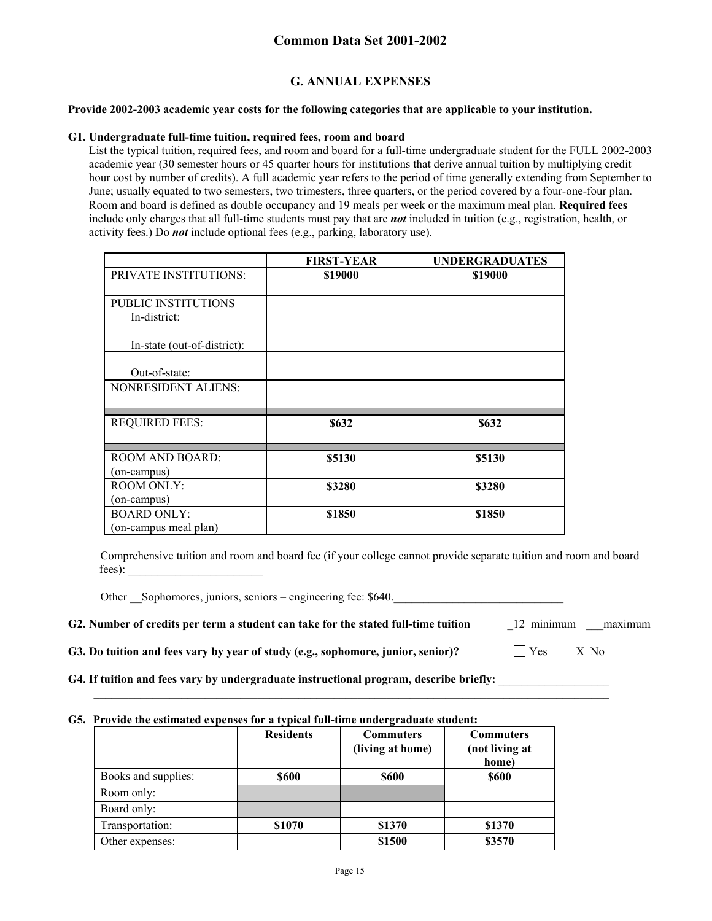## Common Data Set 2001-2002

### G. ANNUAL EXPENSES

**Provide 2002-2003 academic year costs for the following categories that are applicable to your institution.**

**G1. Undergraduate full-time tuition, required fees, room and board**

List the typical tuition, required fees, and room and board for a full-time undergraduate student for the FULL 2002-2003 academic year (30 semester hours or 45 quarter hours for institutions that derive annual tuition by multiplying credit hour cost by number of credits). A full academic year refers to the period of time generally extending from September to June; usually equated to two semesters, two trimesters, three quarters, or the period covered by a four-one-four plan. Room and board is defined as double occupancy and 19 meals per week or the maximum meal plan. **Required fees** include only charges that all full-time students must pay that are ***not*** included in tuition (e.g., registration, health, or activity fees.) Do ***not*** include optional fees (e.g., parking, laboratory use).

| | FIRST-YEAR | UNDERGRADUATES |
|---|---|---|
| PRIVATE INSTITUTIONS: | **$19000** | **$19000** |
| PUBLIC INSTITUTIONS In-district: | | |
| In-state (out-of-district): | | |
| Out-of-state: | | |
| NONRESIDENT ALIENS: | | |
| REQUIRED FEES: | **$632** | **$632** |
| ROOM AND BOARD: (on-campus) | **$5130** | **$5130** |
| ROOM ONLY: (on-campus) | **$3280** | **$3280** |
| BOARD ONLY: (on-campus meal plan) | **$1850** | **$1850** |

Comprehensive tuition and room and board fee (if your college cannot provide separate tuition and room and board fees): ______________________

Other __Sophomores, juniors, seniors – engineering fee: $640.____________________________

**G2. Number of credits per term a student can take for the stated full-time tuition** _12 minimum ___maximum

**G3. Do tuition and fees vary by year of study (e.g., sophomore, junior, senior)?** ☐ Yes X No

**G4. If tuition and fees vary by undergraduate instructional program, describe briefly:** ___________________

**G5. Provide the estimated expenses for a typical full-time undergraduate student:**

| | Residents | Commuters (living at home) | Commuters (not living at home) |
|---|---|---|---|
| Books and supplies: | **$600** | **$600** | **$600** |
| Room only: | | | |
| Board only: | | | |
| Transportation: | **$1070** | **$1370** | **$1370** |
| Other expenses: | | **$1500** | **$3570** |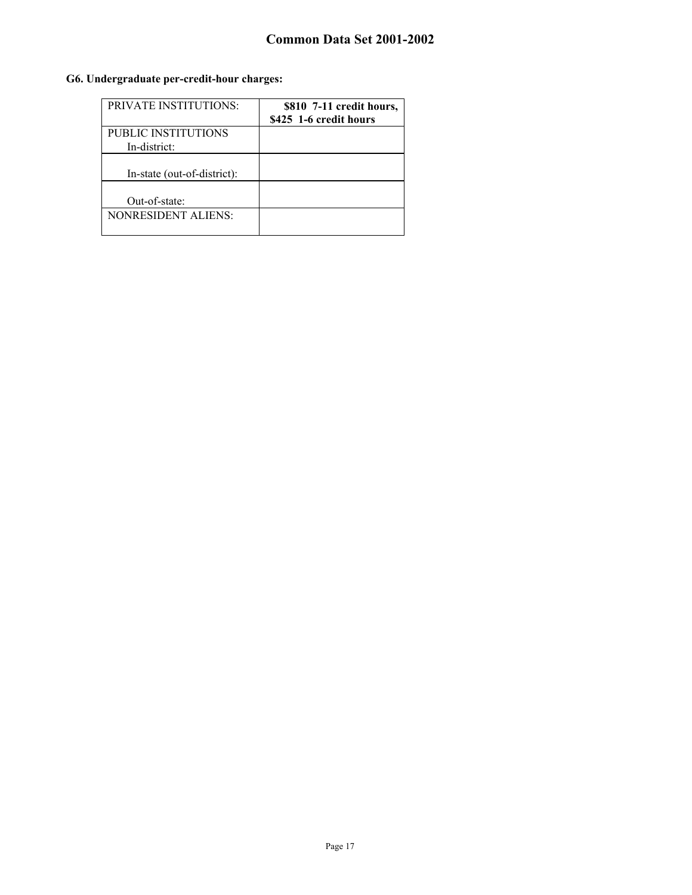**G6. Undergraduate per-credit-hour charges:**

| | |
|---|---|
| PRIVATE INSTITUTIONS: | **$810 7-11 credit hours, $425 1-6 credit hours** |
| PUBLIC INSTITUTIONS In-district: | |
| In-state (out-of-district): | |
| Out-of-state: | |
| NONRESIDENT ALIENS: | |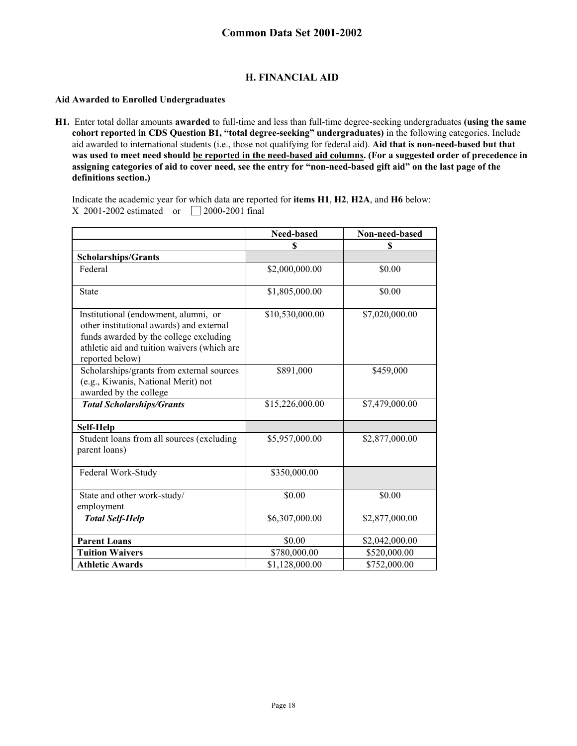# H. FINANCIAL AID

**Aid Awarded to Enrolled Undergraduates**

**H1.** Enter total dollar amounts **awarded** to full-time and less than full-time degree-seeking undergraduates **(using the same cohort reported in CDS Question B1, "total degree-seeking" undergraduates)** in the following categories. Include aid awarded to international students (i.e., those not qualifying for federal aid). **Aid that is non-need-based but that was used to meet need should be reported in the need-based aid columns. (For a suggested order of precedence in assigning categories of aid to cover need, see the entry for "non-need-based gift aid" on the last page of the definitions section.)**

Indicate the academic year for which data are reported for **items H1**, **H2**, **H2A**, and **H6** below:
X 2001-2002 estimated or ☐ 2000-2001 final

| | Need-based | Non-need-based |
|---|---|---|
| | $ | $ |
| **Scholarships/Grants** | | |
| Federal | $2,000,000.00 | $0.00 |
| State | $1,805,000.00 | $0.00 |
| Institutional (endowment, alumni, or other institutional awards) and external funds awarded by the college excluding athletic aid and tuition waivers (which are reported below) | $10,530,000.00 | $7,020,000.00 |
| Scholarships/grants from external sources (e.g., Kiwanis, National Merit) not awarded by the college | $891,000 | $459,000 |
| ***Total Scholarships/Grants*** | $15,226,000.00 | $7,479,000.00 |
| **Self-Help** | | |
| Student loans from all sources (excluding parent loans) | $5,957,000.00 | $2,877,000.00 |
| Federal Work-Study | $350,000.00 | |
| State and other work-study/ employment | $0.00 | $0.00 |
| ***Total Self-Help*** | $6,307,000.00 | $2,877,000.00 |
| **Parent Loans** | $0.00 | $2,042,000.00 |
| **Tuition Waivers** | $780,000.00 | $520,000.00 |
| **Athletic Awards** | $1,128,000.00 | $752,000.00 |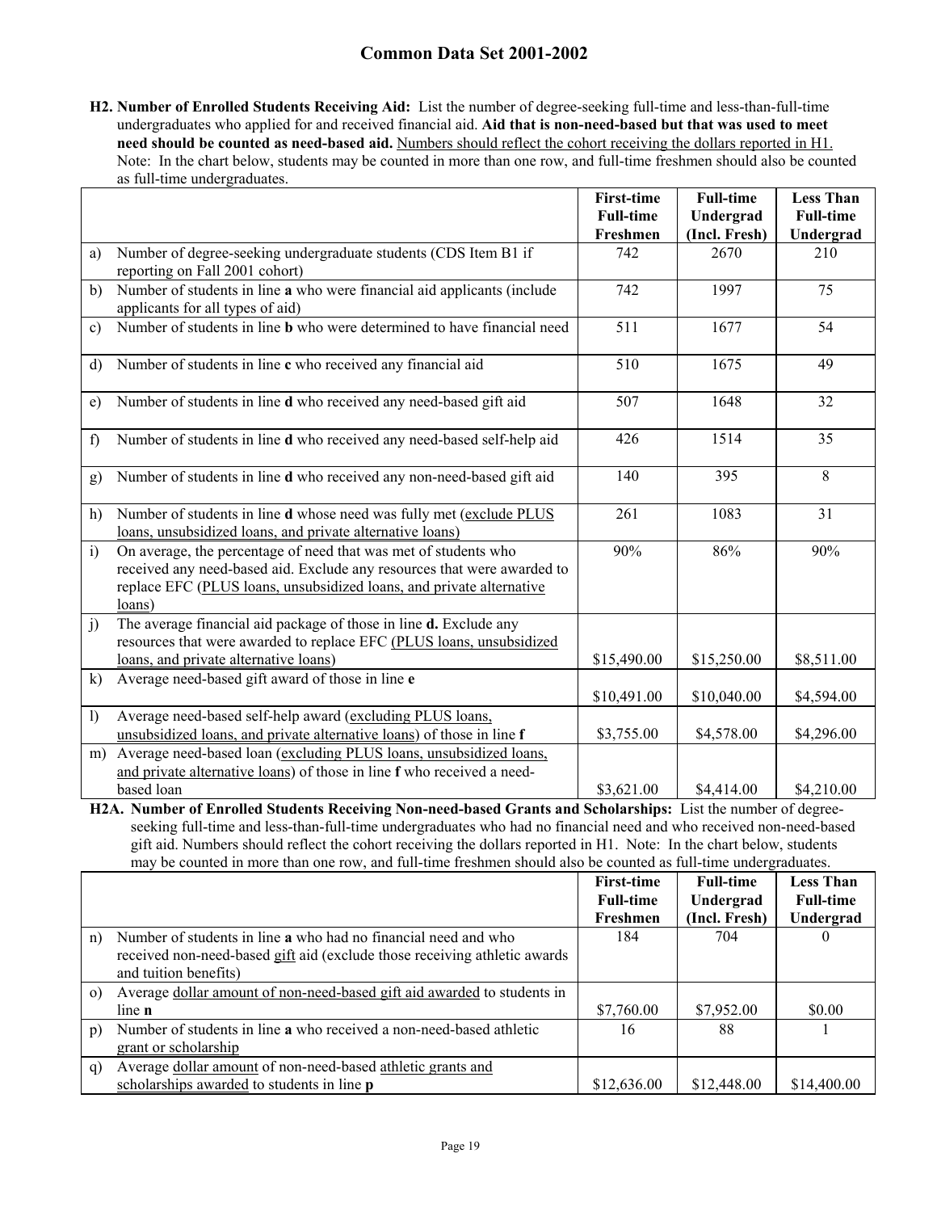**H2. Number of Enrolled Students Receiving Aid:** List the number of degree-seeking full-time and less-than-full-time undergraduates who applied for and received financial aid. **Aid that is non-need-based but that was used to meet need should be counted as need-based aid.** Numbers should reflect the cohort receiving the dollars reported in H1. Note: In the chart below, students may be counted in more than one row, and full-time freshmen should also be counted as full-time undergraduates.

| | | First-time Full-time Freshmen | Full-time Undergrad (Incl. Fresh) | Less Than Full-time Undergrad |
|---|---|---|---|---|
| a) | Number of degree-seeking undergraduate students (CDS Item B1 if reporting on Fall 2001 cohort) | 742 | 2670 | 210 |
| b) | Number of students in line **a** who were financial aid applicants (include applicants for all types of aid) | 742 | 1997 | 75 |
| c) | Number of students in line **b** who were determined to have financial need | 511 | 1677 | 54 |
| d) | Number of students in line **c** who received any financial aid | 510 | 1675 | 49 |
| e) | Number of students in line **d** who received any need-based gift aid | 507 | 1648 | 32 |
| f) | Number of students in line **d** who received any need-based self-help aid | 426 | 1514 | 35 |
| g) | Number of students in line **d** who received any non-need-based gift aid | 140 | 395 | 8 |
| h) | Number of students in line **d** whose need was fully met (exclude PLUS loans, unsubsidized loans, and private alternative loans) | 261 | 1083 | 31 |
| i) | On average, the percentage of need that was met of students who received any need-based aid. Exclude any resources that were awarded to replace EFC (PLUS loans, unsubsidized loans, and private alternative loans) | 90% | 86% | 90% |
| j) | The average financial aid package of those in line **d.** Exclude any resources that were awarded to replace EFC (PLUS loans, unsubsidized loans, and private alternative loans) | $15,490.00 | $15,250.00 | $8,511.00 |
| k) | Average need-based gift award of those in line **e** | $10,491.00 | $10,040.00 | $4,594.00 |
| l) | Average need-based self-help award (excluding PLUS loans, unsubsidized loans, and private alternative loans) of those in line **f** | $3,755.00 | $4,578.00 | $4,296.00 |
| m) | Average need-based loan (excluding PLUS loans, unsubsidized loans, and private alternative loans) of those in line **f** who received a need-based loan | $3,621.00 | $4,414.00 | $4,210.00 |

**H2A. Number of Enrolled Students Receiving Non-need-based Grants and Scholarships:** List the number of degree-seeking full-time and less-than-full-time undergraduates who had no financial need and who received non-need-based gift aid. Numbers should reflect the cohort receiving the dollars reported in H1. Note: In the chart below, students may be counted in more than one row, and full-time freshmen should also be counted as full-time undergraduates.

| | | First-time Full-time Freshmen | Full-time Undergrad (Incl. Fresh) | Less Than Full-time Undergrad |
|---|---|---|---|---|
| n) | Number of students in line **a** who had no financial need and who received non-need-based gift aid (exclude those receiving athletic awards and tuition benefits) | 184 | 704 | 0 |
| o) | Average dollar amount of non-need-based gift aid awarded to students in line **n** | $7,760.00 | $7,952.00 | $0.00 |
| p) | Number of students in line **a** who received a non-need-based athletic grant or scholarship | 16 | 88 | 1 |
| q) | Average dollar amount of non-need-based athletic grants and scholarships awarded to students in line **p** | $12,636.00 | $12,448.00 | $14,400.00 |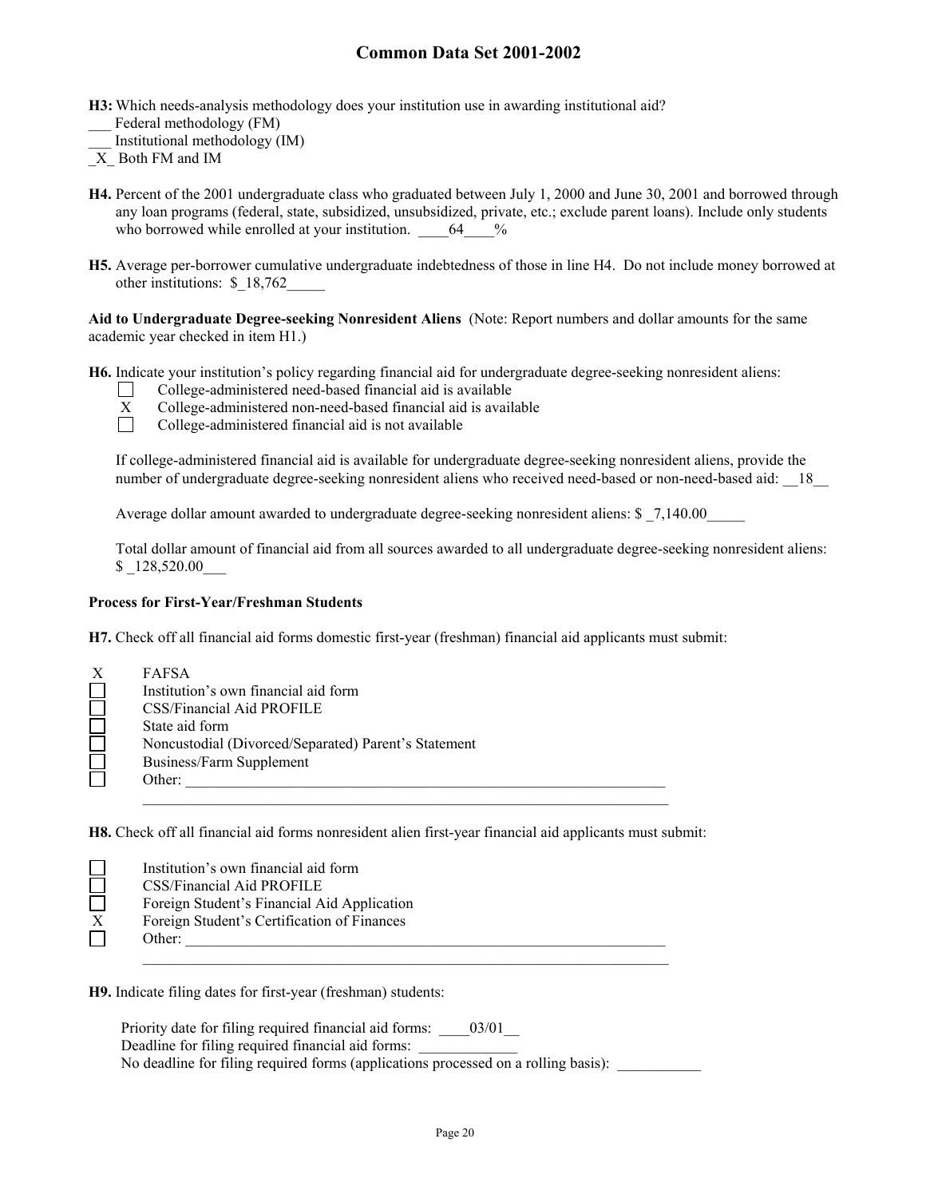**H3:** Which needs-analysis methodology does your institution use in awarding institutional aid?

___ Federal methodology (FM)
___ Institutional methodology (IM)
_X_ Both FM and IM

**H4.** Percent of the 2001 undergraduate class who graduated between July 1, 2000 and June 30, 2001 and borrowed through any loan programs (federal, state, subsidized, unsubsidized, private, etc.; exclude parent loans). Include only students who borrowed while enrolled at your institution. ____64____%

**H5.** Average per-borrower cumulative undergraduate indebtedness of those in line H4. Do not include money borrowed at other institutions: $_18,762_____

**Aid to Undergraduate Degree-seeking Nonresident Aliens** (Note: Report numbers and dollar amounts for the same academic year checked in item H1.)

**H6.** Indicate your institution's policy regarding financial aid for undergraduate degree-seeking nonresident aliens:

- ☐ College-administered need-based financial aid is available
- X College-administered non-need-based financial aid is available
- ☐ College-administered financial aid is not available

If college-administered financial aid is available for undergraduate degree-seeking nonresident aliens, provide the number of undergraduate degree-seeking nonresident aliens who received need-based or non-need-based aid: __18__

Average dollar amount awarded to undergraduate degree-seeking nonresident aliens: $ _7,140.00_____

Total dollar amount of financial aid from all sources awarded to all undergraduate degree-seeking nonresident aliens: $ _128,520.00___

**Process for First-Year/Freshman Students**

**H7.** Check off all financial aid forms domestic first-year (freshman) financial aid applicants must submit:

- X FAFSA
- ☐ Institution's own financial aid form
- ☐ CSS/Financial Aid PROFILE
- ☐ State aid form
- ☐ Noncustodial (Divorced/Separated) Parent's Statement
- ☐ Business/Farm Supplement
- ☐ Other: ____________________________________________________________

**H8.** Check off all financial aid forms nonresident alien first-year financial aid applicants must submit:

- ☐ Institution's own financial aid form
- ☐ CSS/Financial Aid PROFILE
- ☐ Foreign Student's Financial Aid Application
- X Foreign Student's Certification of Finances
- ☐ Other: ____________________________________________________________

**H9.** Indicate filing dates for first-year (freshman) students:

Priority date for filing required financial aid forms: ____03/01__
Deadline for filing required financial aid forms: ____________
No deadline for filing required forms (applications processed on a rolling basis): ___________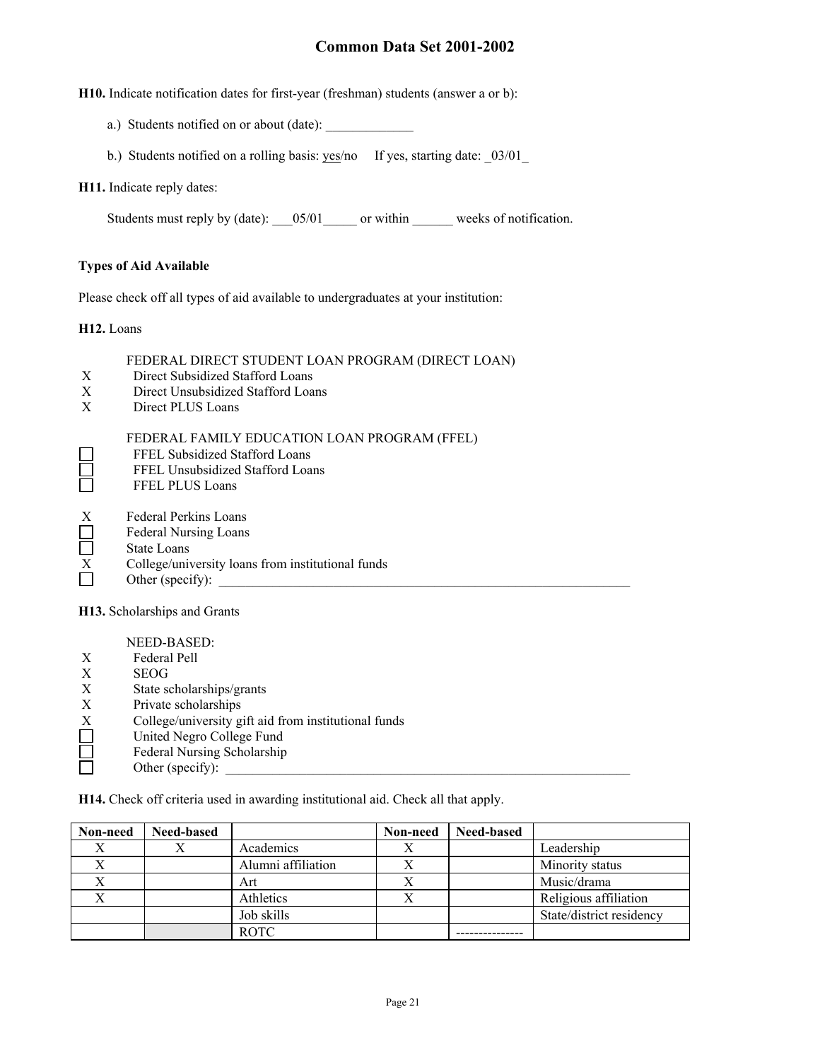**H10.** Indicate notification dates for first-year (freshman) students (answer a or b):

a.) Students notified on or about (date): _____________

b.) Students notified on a rolling basis: yes/no If yes, starting date: _03/01_

**H11.** Indicate reply dates:

Students must reply by (date): ___05/01_____ or within ______ weeks of notification.

**Types of Aid Available**

Please check off all types of aid available to undergraduates at your institution:

**H12.** Loans

FEDERAL DIRECT STUDENT LOAN PROGRAM (DIRECT LOAN)

- X Direct Subsidized Stafford Loans
- X Direct Unsubsidized Stafford Loans
- X Direct PLUS Loans

FEDERAL FAMILY EDUCATION LOAN PROGRAM (FFEL)

- ☐ FFEL Subsidized Stafford Loans
- ☐ FFEL Unsubsidized Stafford Loans
- ☐ FFEL PLUS Loans

- X Federal Perkins Loans
- ☐ Federal Nursing Loans
- ☐ State Loans
- X College/university loans from institutional funds
- ☐ Other (specify): ______________________________________________________________

**H13.** Scholarships and Grants

NEED-BASED:

- X Federal Pell
- X SEOG
- X State scholarships/grants
- X Private scholarships
- X College/university gift aid from institutional funds
- ☐ United Negro College Fund
- ☐ Federal Nursing Scholarship
- ☐ Other (specify): ______________________________________________________________

**H14.** Check off criteria used in awarding institutional aid. Check all that apply.

| Non-need | Need-based | | Non-need | Need-based | |
|---|---|---|---|---|---|
| X | X | Academics | X | | Leadership |
| X | | Alumni affiliation | X | | Minority status |
| X | | Art | X | | Music/drama |
| X | | Athletics | X | | Religious affiliation |
| | | Job skills | | | State/district residency |
| | | ROTC | | --------------- | |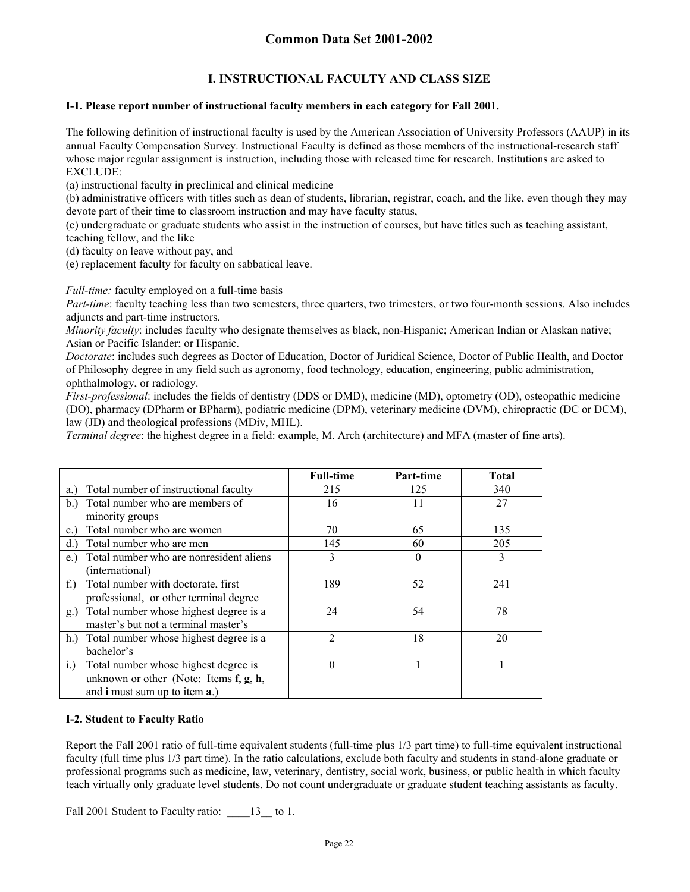# Common Data Set 2001-2002

## I. INSTRUCTIONAL FACULTY AND CLASS SIZE

**I-1. Please report number of instructional faculty members in each category for Fall 2001.**

The following definition of instructional faculty is used by the American Association of University Professors (AAUP) in its annual Faculty Compensation Survey. Instructional Faculty is defined as those members of the instructional-research staff whose major regular assignment is instruction, including those with released time for research. Institutions are asked to EXCLUDE:
(a) instructional faculty in preclinical and clinical medicine
(b) administrative officers with titles such as dean of students, librarian, registrar, coach, and the like, even though they may devote part of their time to classroom instruction and may have faculty status,
(c) undergraduate or graduate students who assist in the instruction of courses, but have titles such as teaching assistant, teaching fellow, and the like
(d) faculty on leave without pay, and
(e) replacement faculty for faculty on sabbatical leave.

*Full-time:* faculty employed on a full-time basis
*Part-time*: faculty teaching less than two semesters, three quarters, two trimesters, or two four-month sessions. Also includes adjuncts and part-time instructors.
*Minority faculty*: includes faculty who designate themselves as black, non-Hispanic; American Indian or Alaskan native; Asian or Pacific Islander; or Hispanic.
*Doctorate*: includes such degrees as Doctor of Education, Doctor of Juridical Science, Doctor of Public Health, and Doctor of Philosophy degree in any field such as agronomy, food technology, education, engineering, public administration, ophthalmology, or radiology.
*First-professional*: includes the fields of dentistry (DDS or DMD), medicine (MD), optometry (OD), osteopathic medicine (DO), pharmacy (DPharm or BPharm), podiatric medicine (DPM), veterinary medicine (DVM), chiropractic (DC or DCM), law (JD) and theological professions (MDiv, MHL).
*Terminal degree*: the highest degree in a field: example, M. Arch (architecture) and MFA (master of fine arts).

| | Full-time | Part-time | Total |
|---|---|---|---|
| a.) Total number of instructional faculty | 215 | 125 | 340 |
| b.) Total number who are members of minority groups | 16 | 11 | 27 |
| c.) Total number who are women | 70 | 65 | 135 |
| d.) Total number who are men | 145 | 60 | 205 |
| e.) Total number who are nonresident aliens (international) | 3 | 0 | 3 |
| f.) Total number with doctorate, first professional, or other terminal degree | 189 | 52 | 241 |
| g.) Total number whose highest degree is a master's but not a terminal master's | 24 | 54 | 78 |
| h.) Total number whose highest degree is a bachelor's | 2 | 18 | 20 |
| i.) Total number whose highest degree is unknown or other (Note: Items **f**, **g**, **h**, and **i** must sum up to item **a**.) | 0 | 1 | 1 |

**I-2. Student to Faculty Ratio**

Report the Fall 2001 ratio of full-time equivalent students (full-time plus 1/3 part time) to full-time equivalent instructional faculty (full time plus 1/3 part time). In the ratio calculations, exclude both faculty and students in stand-alone graduate or professional programs such as medicine, law, veterinary, dentistry, social work, business, or public health in which faculty teach virtually only graduate level students. Do not count undergraduate or graduate student teaching assistants as faculty.

Fall 2001 Student to Faculty ratio: \_\_\_\_13\_\_ to 1.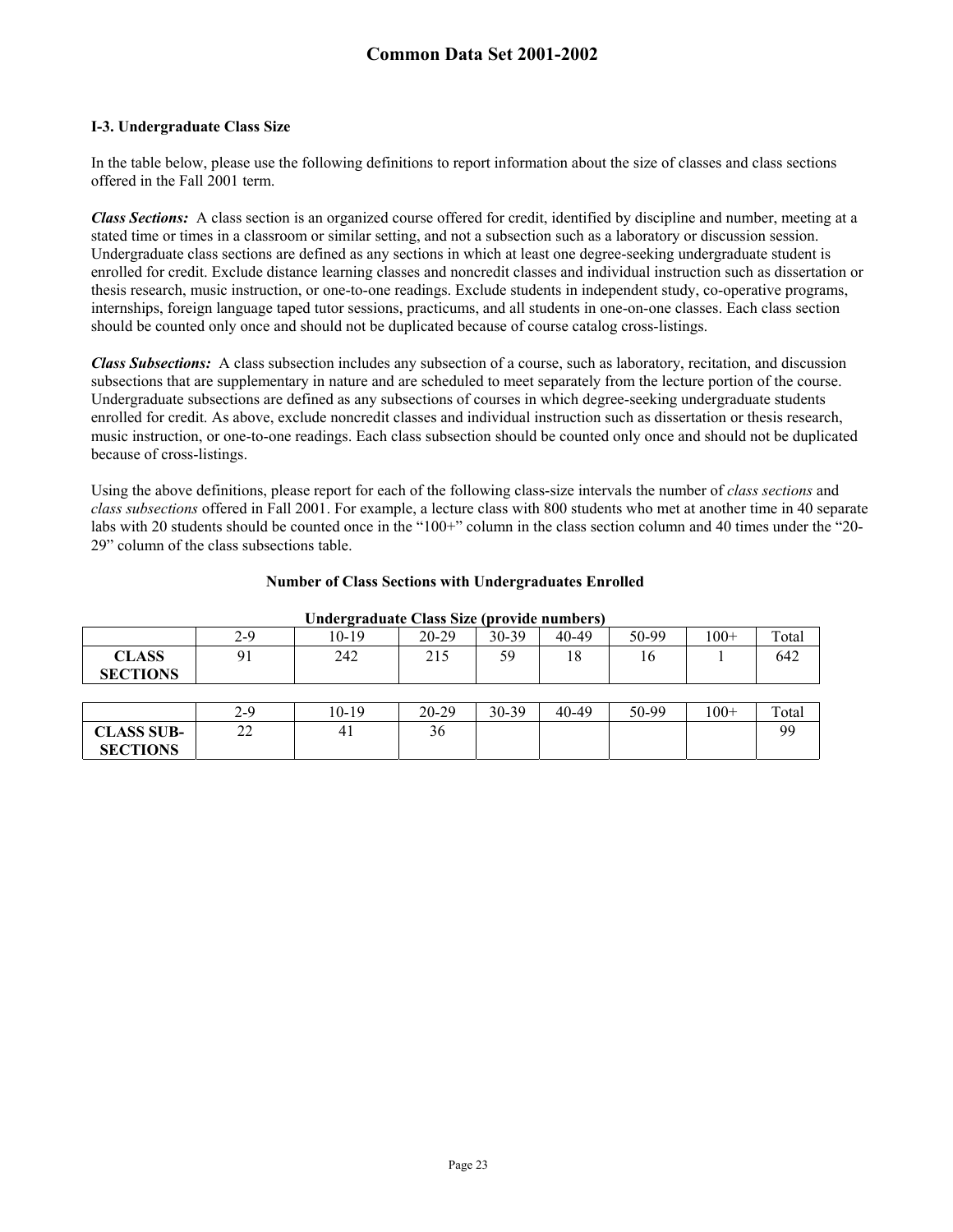### I-3. Undergraduate Class Size

In the table below, please use the following definitions to report information about the size of classes and class sections offered in the Fall 2001 term.

***Class Sections:*** A class section is an organized course offered for credit, identified by discipline and number, meeting at a stated time or times in a classroom or similar setting, and not a subsection such as a laboratory or discussion session. Undergraduate class sections are defined as any sections in which at least one degree-seeking undergraduate student is enrolled for credit. Exclude distance learning classes and noncredit classes and individual instruction such as dissertation or thesis research, music instruction, or one-to-one readings. Exclude students in independent study, co-operative programs, internships, foreign language taped tutor sessions, practicums, and all students in one-on-one classes. Each class section should be counted only once and should not be duplicated because of course catalog cross-listings.

***Class Subsections:*** A class subsection includes any subsection of a course, such as laboratory, recitation, and discussion subsections that are supplementary in nature and are scheduled to meet separately from the lecture portion of the course. Undergraduate subsections are defined as any subsections of courses in which degree-seeking undergraduate students enrolled for credit. As above, exclude noncredit classes and individual instruction such as dissertation or thesis research, music instruction, or one-to-one readings. Each class subsection should be counted only once and should not be duplicated because of cross-listings.

Using the above definitions, please report for each of the following class-size intervals the number of *class sections* and *class subsections* offered in Fall 2001. For example, a lecture class with 800 students who met at another time in 40 separate labs with 20 students should be counted once in the "100+" column in the class section column and 40 times under the "20-29" column of the class subsections table.

**Number of Class Sections with Undergraduates Enrolled**

**Undergraduate Class Size (provide numbers)**

| | 2-9 | 10-19 | 20-29 | 30-39 | 40-49 | 50-99 | 100+ | Total |
|---|---|---|---|---|---|---|---|---|
| **CLASS SECTIONS** | 91 | 242 | 215 | 59 | 18 | 16 | 1 | 642 |

| | 2-9 | 10-19 | 20-29 | 30-39 | 40-49 | 50-99 | 100+ | Total |
|---|---|---|---|---|---|---|---|---|
| **CLASS SUB-SECTIONS** | 22 | 41 | 36 | | | | | 99 |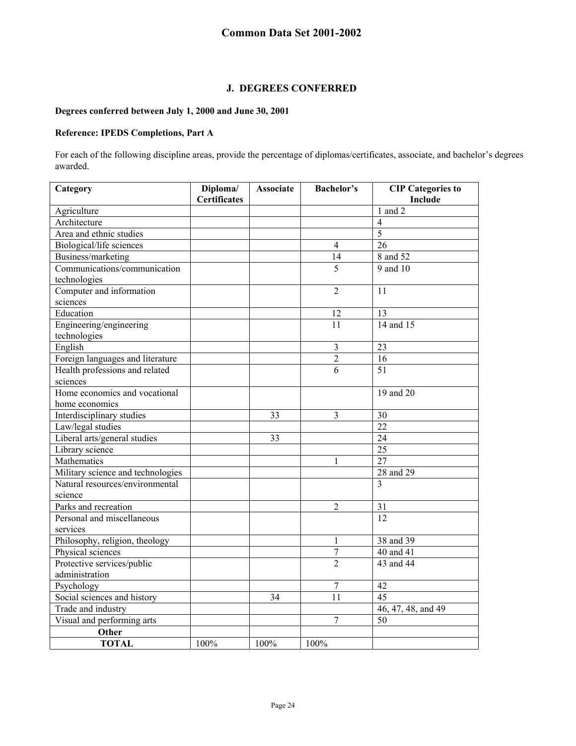## J. DEGREES CONFERRED

**Degrees conferred between July 1, 2000 and June 30, 2001**

**Reference: IPEDS Completions, Part A**

For each of the following discipline areas, provide the percentage of diplomas/certificates, associate, and bachelor's degrees awarded.

| Category | Diploma/ Certificates | Associate | Bachelor's | CIP Categories to Include |
|---|---|---|---|---|
| Agriculture | | | | 1 and 2 |
| Architecture | | | | 4 |
| Area and ethnic studies | | | | 5 |
| Biological/life sciences | | | 4 | 26 |
| Business/marketing | | | 14 | 8 and 52 |
| Communications/communication technologies | | | 5 | 9 and 10 |
| Computer and information sciences | | | 2 | 11 |
| Education | | | 12 | 13 |
| Engineering/engineering technologies | | | 11 | 14 and 15 |
| English | | | 3 | 23 |
| Foreign languages and literature | | | 2 | 16 |
| Health professions and related sciences | | | 6 | 51 |
| Home economics and vocational home economics | | | | 19 and 20 |
| Interdisciplinary studies | | 33 | 3 | 30 |
| Law/legal studies | | | | 22 |
| Liberal arts/general studies | | 33 | | 24 |
| Library science | | | | 25 |
| Mathematics | | | 1 | 27 |
| Military science and technologies | | | | 28 and 29 |
| Natural resources/environmental science | | | | 3 |
| Parks and recreation | | | 2 | 31 |
| Personal and miscellaneous services | | | | 12 |
| Philosophy, religion, theology | | | 1 | 38 and 39 |
| Physical sciences | | | 7 | 40 and 41 |
| Protective services/public administration | | | 2 | 43 and 44 |
| Psychology | | | 7 | 42 |
| Social sciences and history | | 34 | 11 | 45 |
| Trade and industry | | | | 46, 47, 48, and 49 |
| Visual and performing arts | | | 7 | 50 |
| **Other** | | | | |
| **TOTAL** | 100% | 100% | 100% | |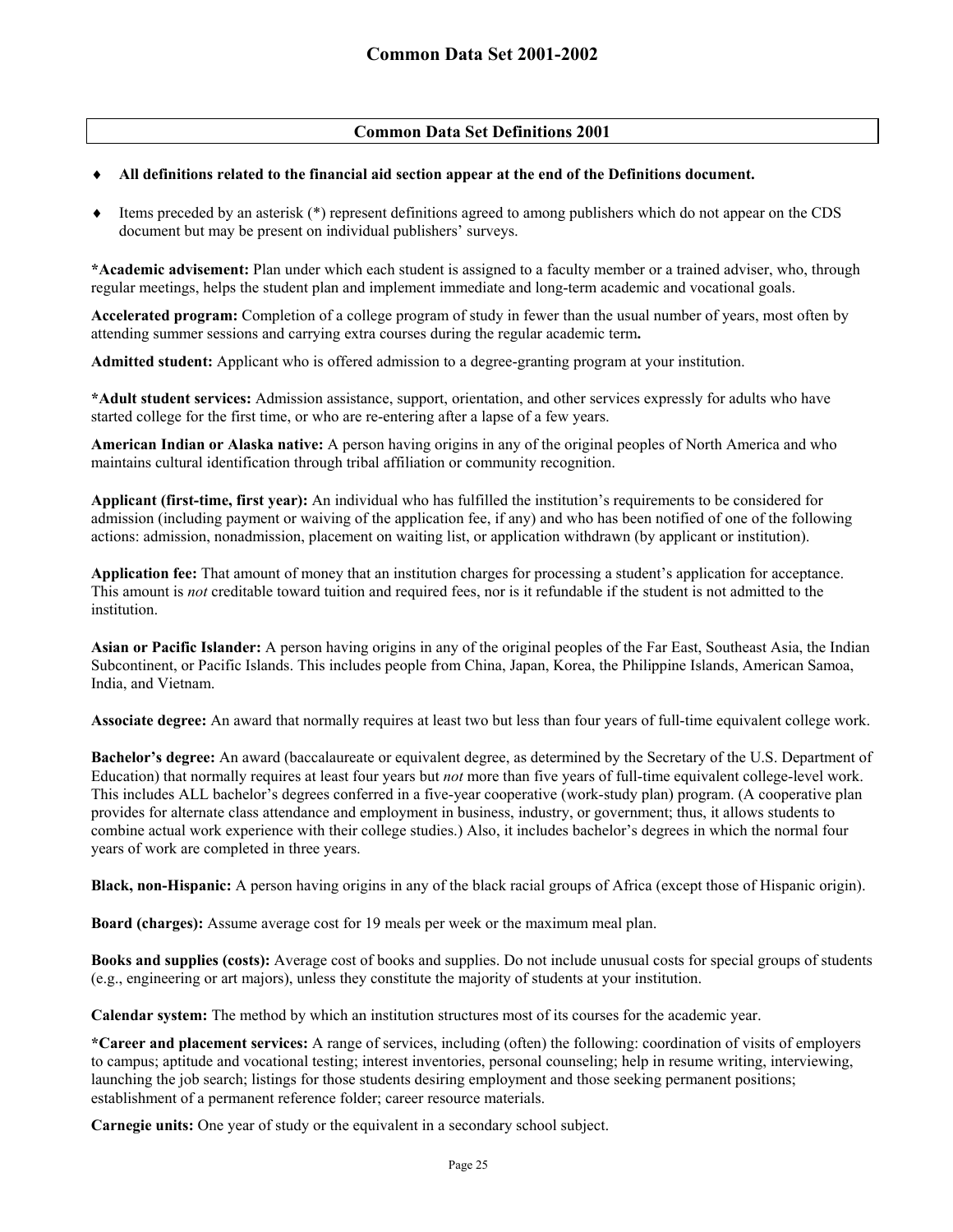## Common Data Set Definitions 2001

- **All definitions related to the financial aid section appear at the end of the Definitions document.**
- Items preceded by an asterisk (*) represent definitions agreed to among publishers which do not appear on the CDS document but may be present on individual publishers' surveys.

***Academic advisement:** Plan under which each student is assigned to a faculty member or a trained adviser, who, through regular meetings, helps the student plan and implement immediate and long-term academic and vocational goals.

**Accelerated program:** Completion of a college program of study in fewer than the usual number of years, most often by attending summer sessions and carrying extra courses during the regular academic term**.**

**Admitted student:** Applicant who is offered admission to a degree-granting program at your institution.

***Adult student services:** Admission assistance, support, orientation, and other services expressly for adults who have started college for the first time, or who are re-entering after a lapse of a few years.

**American Indian or Alaska native:** A person having origins in any of the original peoples of North America and who maintains cultural identification through tribal affiliation or community recognition.

**Applicant (first-time, first year):** An individual who has fulfilled the institution's requirements to be considered for admission (including payment or waiving of the application fee, if any) and who has been notified of one of the following actions: admission, nonadmission, placement on waiting list, or application withdrawn (by applicant or institution).

**Application fee:** That amount of money that an institution charges for processing a student's application for acceptance. This amount is *not* creditable toward tuition and required fees, nor is it refundable if the student is not admitted to the institution.

**Asian or Pacific Islander:** A person having origins in any of the original peoples of the Far East, Southeast Asia, the Indian Subcontinent, or Pacific Islands. This includes people from China, Japan, Korea, the Philippine Islands, American Samoa, India, and Vietnam.

**Associate degree:** An award that normally requires at least two but less than four years of full-time equivalent college work.

**Bachelor's degree:** An award (baccalaureate or equivalent degree, as determined by the Secretary of the U.S. Department of Education) that normally requires at least four years but *not* more than five years of full-time equivalent college-level work. This includes ALL bachelor's degrees conferred in a five-year cooperative (work-study plan) program. (A cooperative plan provides for alternate class attendance and employment in business, industry, or government; thus, it allows students to combine actual work experience with their college studies.) Also, it includes bachelor's degrees in which the normal four years of work are completed in three years.

**Black, non-Hispanic:** A person having origins in any of the black racial groups of Africa (except those of Hispanic origin).

**Board (charges):** Assume average cost for 19 meals per week or the maximum meal plan.

**Books and supplies (costs):** Average cost of books and supplies. Do not include unusual costs for special groups of students (e.g., engineering or art majors), unless they constitute the majority of students at your institution.

**Calendar system:** The method by which an institution structures most of its courses for the academic year.

***Career and placement services:** A range of services, including (often) the following: coordination of visits of employers to campus; aptitude and vocational testing; interest inventories, personal counseling; help in resume writing, interviewing, launching the job search; listings for those students desiring employment and those seeking permanent positions; establishment of a permanent reference folder; career resource materials.

**Carnegie units:** One year of study or the equivalent in a secondary school subject.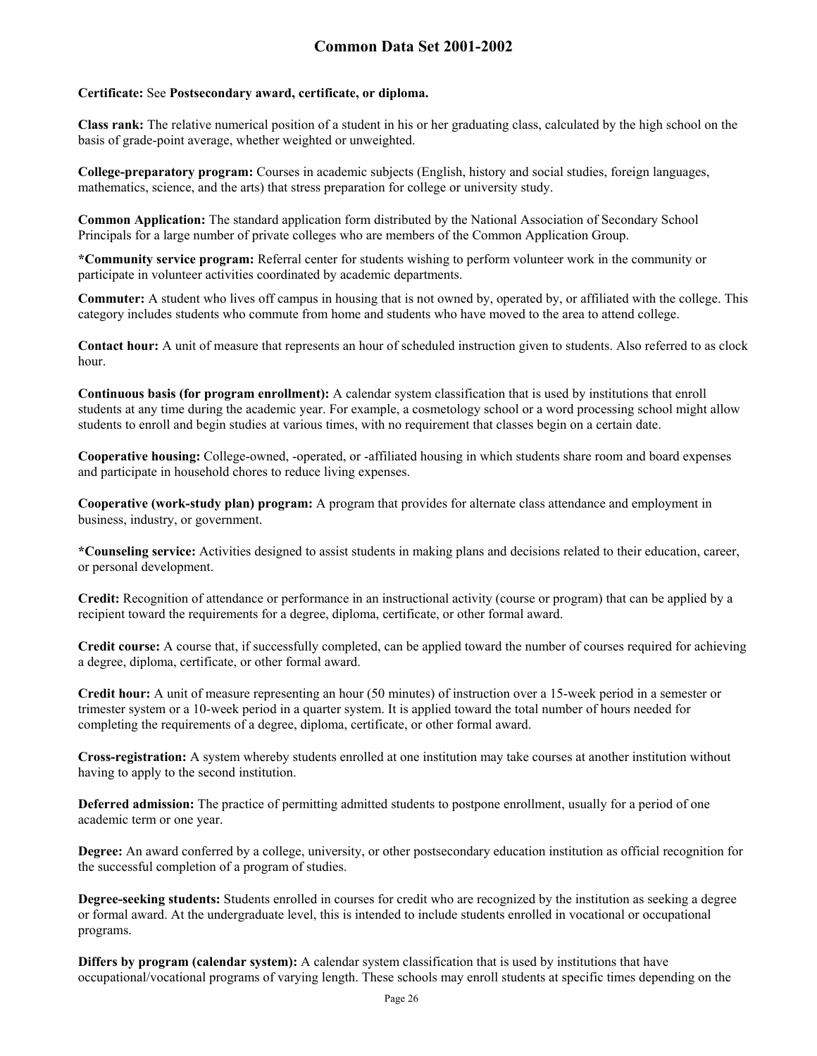**Certificate:** See **Postsecondary award, certificate, or diploma.**

**Class rank:** The relative numerical position of a student in his or her graduating class, calculated by the high school on the basis of grade-point average, whether weighted or unweighted.

**College-preparatory program:** Courses in academic subjects (English, history and social studies, foreign languages, mathematics, science, and the arts) that stress preparation for college or university study.

**Common Application:** The standard application form distributed by the National Association of Secondary School Principals for a large number of private colleges who are members of the Common Application Group.

***Community service program:** Referral center for students wishing to perform volunteer work in the community or participate in volunteer activities coordinated by academic departments.

**Commuter:** A student who lives off campus in housing that is not owned by, operated by, or affiliated with the college. This category includes students who commute from home and students who have moved to the area to attend college.

**Contact hour:** A unit of measure that represents an hour of scheduled instruction given to students. Also referred to as clock hour.

**Continuous basis (for program enrollment):** A calendar system classification that is used by institutions that enroll students at any time during the academic year. For example, a cosmetology school or a word processing school might allow students to enroll and begin studies at various times, with no requirement that classes begin on a certain date.

**Cooperative housing:** College-owned, -operated, or -affiliated housing in which students share room and board expenses and participate in household chores to reduce living expenses.

**Cooperative (work-study plan) program:** A program that provides for alternate class attendance and employment in business, industry, or government.

***Counseling service:** Activities designed to assist students in making plans and decisions related to their education, career, or personal development.

**Credit:** Recognition of attendance or performance in an instructional activity (course or program) that can be applied by a recipient toward the requirements for a degree, diploma, certificate, or other formal award.

**Credit course:** A course that, if successfully completed, can be applied toward the number of courses required for achieving a degree, diploma, certificate, or other formal award.

**Credit hour:** A unit of measure representing an hour (50 minutes) of instruction over a 15-week period in a semester or trimester system or a 10-week period in a quarter system. It is applied toward the total number of hours needed for completing the requirements of a degree, diploma, certificate, or other formal award.

**Cross-registration:** A system whereby students enrolled at one institution may take courses at another institution without having to apply to the second institution.

**Deferred admission:** The practice of permitting admitted students to postpone enrollment, usually for a period of one academic term or one year.

**Degree:** An award conferred by a college, university, or other postsecondary education institution as official recognition for the successful completion of a program of studies.

**Degree-seeking students:** Students enrolled in courses for credit who are recognized by the institution as seeking a degree or formal award. At the undergraduate level, this is intended to include students enrolled in vocational or occupational programs.

**Differs by program (calendar system):** A calendar system classification that is used by institutions that have occupational/vocational programs of varying length. These schools may enroll students at specific times depending on the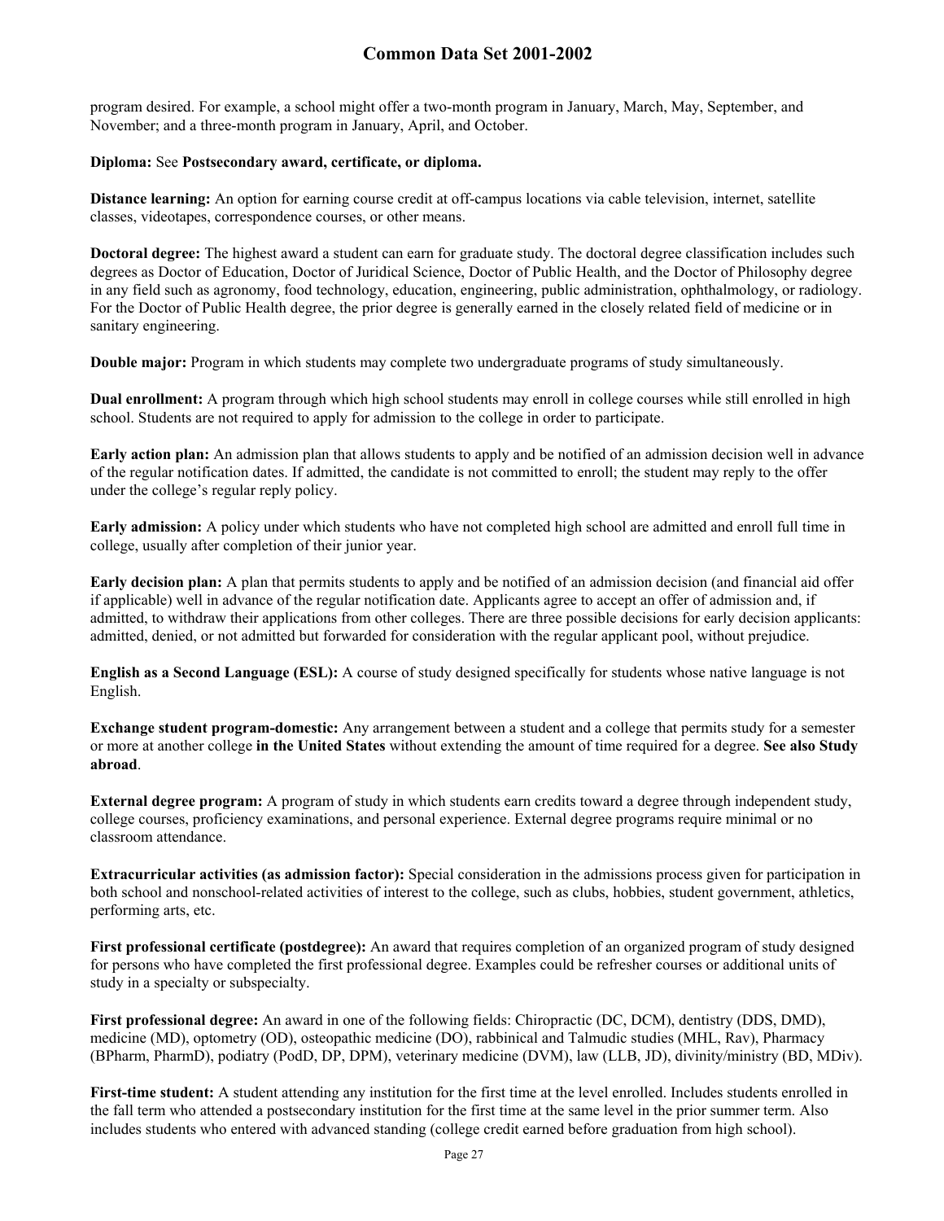program desired. For example, a school might offer a two-month program in January, March, May, September, and November; and a three-month program in January, April, and October.

**Diploma:** See **Postsecondary award, certificate, or diploma.**

**Distance learning:** An option for earning course credit at off-campus locations via cable television, internet, satellite classes, videotapes, correspondence courses, or other means.

**Doctoral degree:** The highest award a student can earn for graduate study. The doctoral degree classification includes such degrees as Doctor of Education, Doctor of Juridical Science, Doctor of Public Health, and the Doctor of Philosophy degree in any field such as agronomy, food technology, education, engineering, public administration, ophthalmology, or radiology. For the Doctor of Public Health degree, the prior degree is generally earned in the closely related field of medicine or in sanitary engineering.

**Double major:** Program in which students may complete two undergraduate programs of study simultaneously.

**Dual enrollment:** A program through which high school students may enroll in college courses while still enrolled in high school. Students are not required to apply for admission to the college in order to participate.

**Early action plan:** An admission plan that allows students to apply and be notified of an admission decision well in advance of the regular notification dates. If admitted, the candidate is not committed to enroll; the student may reply to the offer under the college's regular reply policy.

**Early admission:** A policy under which students who have not completed high school are admitted and enroll full time in college, usually after completion of their junior year.

**Early decision plan:** A plan that permits students to apply and be notified of an admission decision (and financial aid offer if applicable) well in advance of the regular notification date. Applicants agree to accept an offer of admission and, if admitted, to withdraw their applications from other colleges. There are three possible decisions for early decision applicants: admitted, denied, or not admitted but forwarded for consideration with the regular applicant pool, without prejudice.

**English as a Second Language (ESL):** A course of study designed specifically for students whose native language is not English.

**Exchange student program-domestic:** Any arrangement between a student and a college that permits study for a semester or more at another college **in the United States** without extending the amount of time required for a degree. **See also Study abroad**.

**External degree program:** A program of study in which students earn credits toward a degree through independent study, college courses, proficiency examinations, and personal experience. External degree programs require minimal or no classroom attendance.

**Extracurricular activities (as admission factor):** Special consideration in the admissions process given for participation in both school and nonschool-related activities of interest to the college, such as clubs, hobbies, student government, athletics, performing arts, etc.

**First professional certificate (postdegree):** An award that requires completion of an organized program of study designed for persons who have completed the first professional degree. Examples could be refresher courses or additional units of study in a specialty or subspecialty.

**First professional degree:** An award in one of the following fields: Chiropractic (DC, DCM), dentistry (DDS, DMD), medicine (MD), optometry (OD), osteopathic medicine (DO), rabbinical and Talmudic studies (MHL, Rav), Pharmacy (BPharm, PharmD), podiatry (PodD, DP, DPM), veterinary medicine (DVM), law (LLB, JD), divinity/ministry (BD, MDiv).

**First-time student:** A student attending any institution for the first time at the level enrolled. Includes students enrolled in the fall term who attended a postsecondary institution for the first time at the same level in the prior summer term. Also includes students who entered with advanced standing (college credit earned before graduation from high school).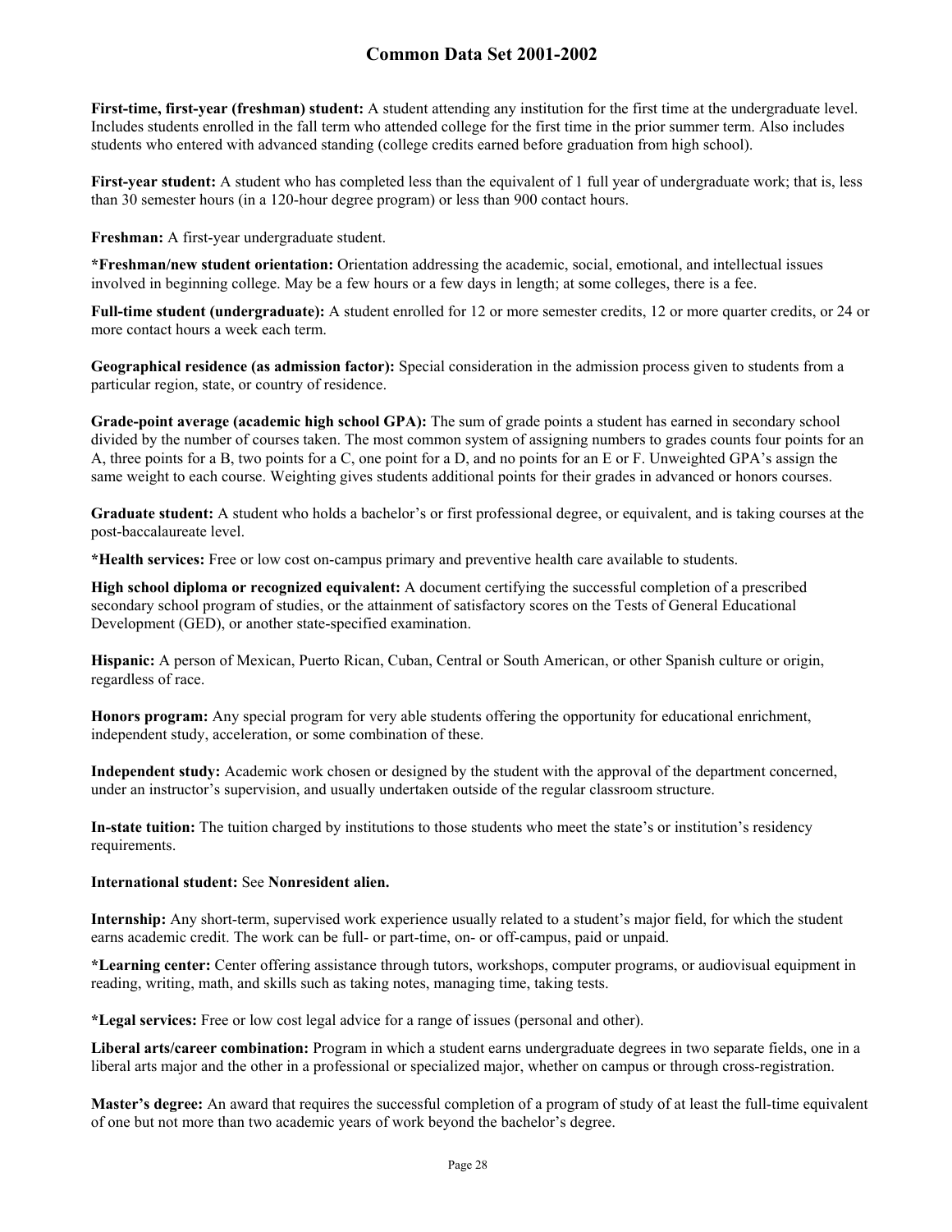**First-time, first-year (freshman) student:** A student attending any institution for the first time at the undergraduate level. Includes students enrolled in the fall term who attended college for the first time in the prior summer term. Also includes students who entered with advanced standing (college credits earned before graduation from high school).

**First-year student:** A student who has completed less than the equivalent of 1 full year of undergraduate work; that is, less than 30 semester hours (in a 120-hour degree program) or less than 900 contact hours.

**Freshman:** A first-year undergraduate student.

**\*Freshman/new student orientation:** Orientation addressing the academic, social, emotional, and intellectual issues involved in beginning college. May be a few hours or a few days in length; at some colleges, there is a fee.

**Full-time student (undergraduate):** A student enrolled for 12 or more semester credits, 12 or more quarter credits, or 24 or more contact hours a week each term.

**Geographical residence (as admission factor):** Special consideration in the admission process given to students from a particular region, state, or country of residence.

**Grade-point average (academic high school GPA):** The sum of grade points a student has earned in secondary school divided by the number of courses taken. The most common system of assigning numbers to grades counts four points for an A, three points for a B, two points for a C, one point for a D, and no points for an E or F. Unweighted GPA's assign the same weight to each course. Weighting gives students additional points for their grades in advanced or honors courses.

**Graduate student:** A student who holds a bachelor's or first professional degree, or equivalent, and is taking courses at the post-baccalaureate level.

**\*Health services:** Free or low cost on-campus primary and preventive health care available to students.

**High school diploma or recognized equivalent:** A document certifying the successful completion of a prescribed secondary school program of studies, or the attainment of satisfactory scores on the Tests of General Educational Development (GED), or another state-specified examination.

**Hispanic:** A person of Mexican, Puerto Rican, Cuban, Central or South American, or other Spanish culture or origin, regardless of race.

**Honors program:** Any special program for very able students offering the opportunity for educational enrichment, independent study, acceleration, or some combination of these.

**Independent study:** Academic work chosen or designed by the student with the approval of the department concerned, under an instructor's supervision, and usually undertaken outside of the regular classroom structure.

**In-state tuition:** The tuition charged by institutions to those students who meet the state's or institution's residency requirements.

**International student:** See **Nonresident alien.**

**Internship:** Any short-term, supervised work experience usually related to a student's major field, for which the student earns academic credit. The work can be full- or part-time, on- or off-campus, paid or unpaid.

**\*Learning center:** Center offering assistance through tutors, workshops, computer programs, or audiovisual equipment in reading, writing, math, and skills such as taking notes, managing time, taking tests.

**\*Legal services:** Free or low cost legal advice for a range of issues (personal and other).

**Liberal arts/career combination:** Program in which a student earns undergraduate degrees in two separate fields, one in a liberal arts major and the other in a professional or specialized major, whether on campus or through cross-registration.

**Master's degree:** An award that requires the successful completion of a program of study of at least the full-time equivalent of one but not more than two academic years of work beyond the bachelor's degree.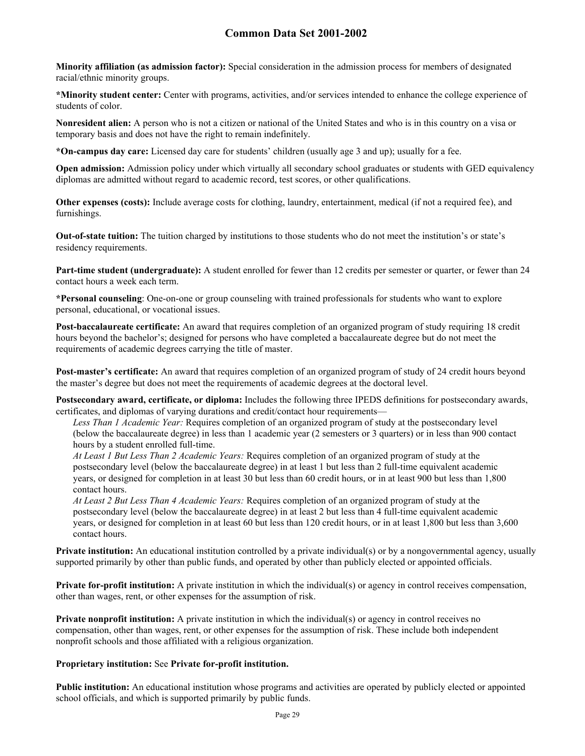**Minority affiliation (as admission factor):** Special consideration in the admission process for members of designated racial/ethnic minority groups.

***Minority student center:** Center with programs, activities, and/or services intended to enhance the college experience of students of color.

**Nonresident alien:** A person who is not a citizen or national of the United States and who is in this country on a visa or temporary basis and does not have the right to remain indefinitely.

***On-campus day care:** Licensed day care for students' children (usually age 3 and up); usually for a fee.

**Open admission:** Admission policy under which virtually all secondary school graduates or students with GED equivalency diplomas are admitted without regard to academic record, test scores, or other qualifications.

**Other expenses (costs):** Include average costs for clothing, laundry, entertainment, medical (if not a required fee), and furnishings.

**Out-of-state tuition:** The tuition charged by institutions to those students who do not meet the institution's or state's residency requirements.

**Part-time student (undergraduate):** A student enrolled for fewer than 12 credits per semester or quarter, or fewer than 24 contact hours a week each term.

***Personal counseling**: One-on-one or group counseling with trained professionals for students who want to explore personal, educational, or vocational issues.

**Post-baccalaureate certificate:** An award that requires completion of an organized program of study requiring 18 credit hours beyond the bachelor's; designed for persons who have completed a baccalaureate degree but do not meet the requirements of academic degrees carrying the title of master.

**Post-master's certificate:** An award that requires completion of an organized program of study of 24 credit hours beyond the master's degree but does not meet the requirements of academic degrees at the doctoral level.

**Postsecondary award, certificate, or diploma:** Includes the following three IPEDS definitions for postsecondary awards, certificates, and diplomas of varying durations and credit/contact hour requirements—

*Less Than 1 Academic Year:* Requires completion of an organized program of study at the postsecondary level (below the baccalaureate degree) in less than 1 academic year (2 semesters or 3 quarters) or in less than 900 contact hours by a student enrolled full-time.

*At Least 1 But Less Than 2 Academic Years:* Requires completion of an organized program of study at the postsecondary level (below the baccalaureate degree) in at least 1 but less than 2 full-time equivalent academic years, or designed for completion in at least 30 but less than 60 credit hours, or in at least 900 but less than 1,800 contact hours.

*At Least 2 But Less Than 4 Academic Years:* Requires completion of an organized program of study at the postsecondary level (below the baccalaureate degree) in at least 2 but less than 4 full-time equivalent academic years, or designed for completion in at least 60 but less than 120 credit hours, or in at least 1,800 but less than 3,600 contact hours.

**Private institution:** An educational institution controlled by a private individual(s) or by a nongovernmental agency, usually supported primarily by other than public funds, and operated by other than publicly elected or appointed officials.

**Private for-profit institution:** A private institution in which the individual(s) or agency in control receives compensation, other than wages, rent, or other expenses for the assumption of risk.

**Private nonprofit institution:** A private institution in which the individual(s) or agency in control receives no compensation, other than wages, rent, or other expenses for the assumption of risk. These include both independent nonprofit schools and those affiliated with a religious organization.

**Proprietary institution:** See **Private for-profit institution.**

**Public institution:** An educational institution whose programs and activities are operated by publicly elected or appointed school officials, and which is supported primarily by public funds.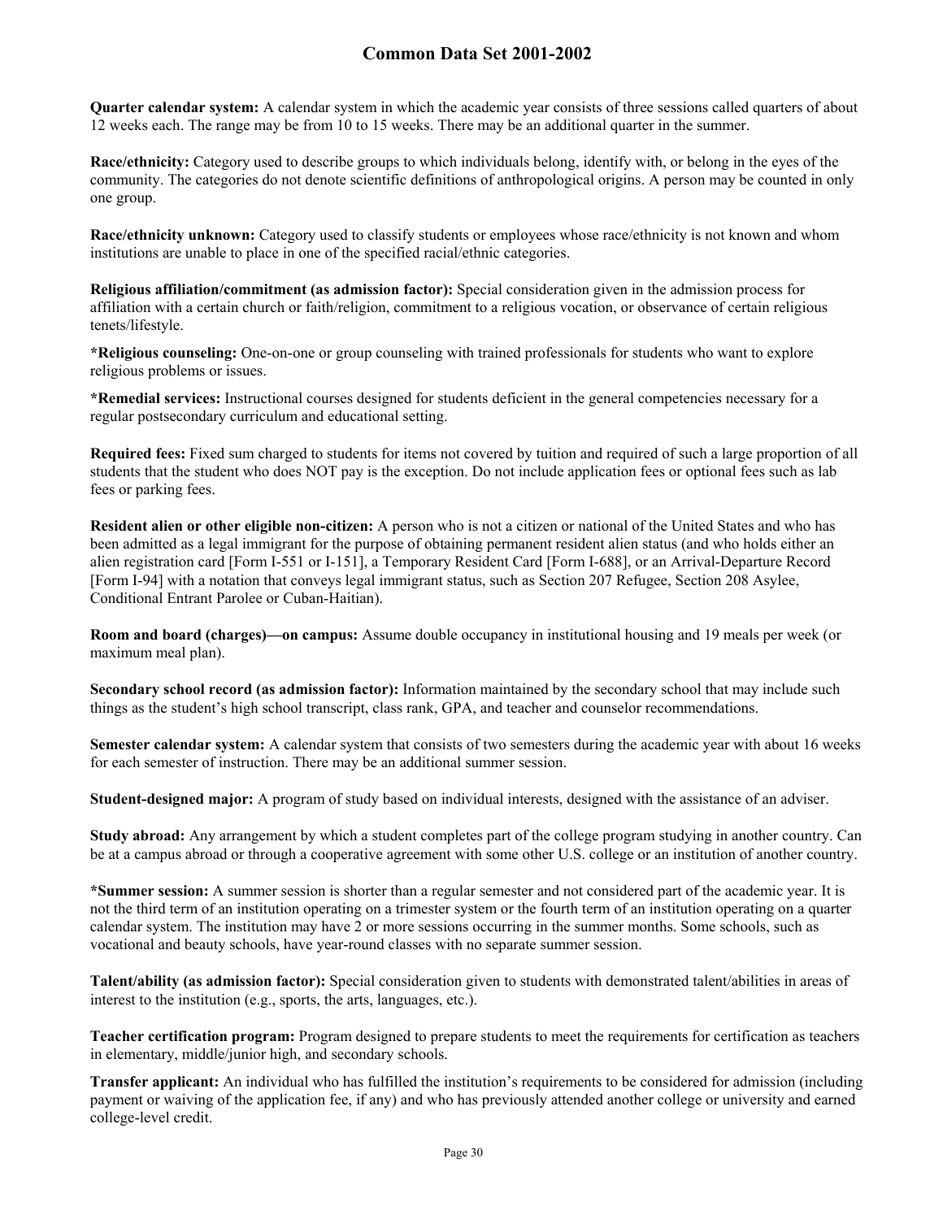**Quarter calendar system:** A calendar system in which the academic year consists of three sessions called quarters of about 12 weeks each. The range may be from 10 to 15 weeks. There may be an additional quarter in the summer.

**Race/ethnicity:** Category used to describe groups to which individuals belong, identify with, or belong in the eyes of the community. The categories do not denote scientific definitions of anthropological origins. A person may be counted in only one group.

**Race/ethnicity unknown:** Category used to classify students or employees whose race/ethnicity is not known and whom institutions are unable to place in one of the specified racial/ethnic categories.

**Religious affiliation/commitment (as admission factor):** Special consideration given in the admission process for affiliation with a certain church or faith/religion, commitment to a religious vocation, or observance of certain religious tenets/lifestyle.

***Religious counseling:** One-on-one or group counseling with trained professionals for students who want to explore religious problems or issues.

***Remedial services:** Instructional courses designed for students deficient in the general competencies necessary for a regular postsecondary curriculum and educational setting.

**Required fees:** Fixed sum charged to students for items not covered by tuition and required of such a large proportion of all students that the student who does NOT pay is the exception. Do not include application fees or optional fees such as lab fees or parking fees.

**Resident alien or other eligible non-citizen:** A person who is not a citizen or national of the United States and who has been admitted as a legal immigrant for the purpose of obtaining permanent resident alien status (and who holds either an alien registration card [Form I-551 or I-151], a Temporary Resident Card [Form I-688], or an Arrival-Departure Record [Form I-94] with a notation that conveys legal immigrant status, such as Section 207 Refugee, Section 208 Asylee, Conditional Entrant Parolee or Cuban-Haitian).

**Room and board (charges)—on campus:** Assume double occupancy in institutional housing and 19 meals per week (or maximum meal plan).

**Secondary school record (as admission factor):** Information maintained by the secondary school that may include such things as the student's high school transcript, class rank, GPA, and teacher and counselor recommendations.

**Semester calendar system:** A calendar system that consists of two semesters during the academic year with about 16 weeks for each semester of instruction. There may be an additional summer session.

**Student-designed major:** A program of study based on individual interests, designed with the assistance of an adviser.

**Study abroad:** Any arrangement by which a student completes part of the college program studying in another country. Can be at a campus abroad or through a cooperative agreement with some other U.S. college or an institution of another country.

***Summer session:** A summer session is shorter than a regular semester and not considered part of the academic year. It is not the third term of an institution operating on a trimester system or the fourth term of an institution operating on a quarter calendar system. The institution may have 2 or more sessions occurring in the summer months. Some schools, such as vocational and beauty schools, have year-round classes with no separate summer session.

**Talent/ability (as admission factor):** Special consideration given to students with demonstrated talent/abilities in areas of interest to the institution (e.g., sports, the arts, languages, etc.).

**Teacher certification program:** Program designed to prepare students to meet the requirements for certification as teachers in elementary, middle/junior high, and secondary schools.

**Transfer applicant:** An individual who has fulfilled the institution's requirements to be considered for admission (including payment or waiving of the application fee, if any) and who has previously attended another college or university and earned college-level credit.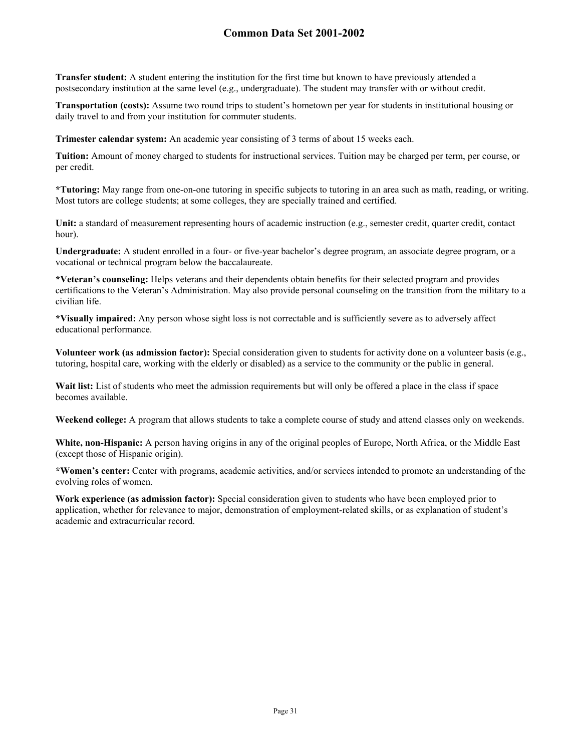**Transfer student:** A student entering the institution for the first time but known to have previously attended a postsecondary institution at the same level (e.g., undergraduate). The student may transfer with or without credit.

**Transportation (costs):** Assume two round trips to student's hometown per year for students in institutional housing or daily travel to and from your institution for commuter students.

**Trimester calendar system:** An academic year consisting of 3 terms of about 15 weeks each.

**Tuition:** Amount of money charged to students for instructional services. Tuition may be charged per term, per course, or per credit.

**\*Tutoring:** May range from one-on-one tutoring in specific subjects to tutoring in an area such as math, reading, or writing. Most tutors are college students; at some colleges, they are specially trained and certified.

**Unit:** a standard of measurement representing hours of academic instruction (e.g., semester credit, quarter credit, contact hour).

**Undergraduate:** A student enrolled in a four- or five-year bachelor's degree program, an associate degree program, or a vocational or technical program below the baccalaureate.

**\*Veteran's counseling:** Helps veterans and their dependents obtain benefits for their selected program and provides certifications to the Veteran's Administration. May also provide personal counseling on the transition from the military to a civilian life.

**\*Visually impaired:** Any person whose sight loss is not correctable and is sufficiently severe as to adversely affect educational performance.

**Volunteer work (as admission factor):** Special consideration given to students for activity done on a volunteer basis (e.g., tutoring, hospital care, working with the elderly or disabled) as a service to the community or the public in general.

**Wait list:** List of students who meet the admission requirements but will only be offered a place in the class if space becomes available.

**Weekend college:** A program that allows students to take a complete course of study and attend classes only on weekends.

**White, non-Hispanic:** A person having origins in any of the original peoples of Europe, North Africa, or the Middle East (except those of Hispanic origin).

**\*Women's center:** Center with programs, academic activities, and/or services intended to promote an understanding of the evolving roles of women.

**Work experience (as admission factor):** Special consideration given to students who have been employed prior to application, whether for relevance to major, demonstration of employment-related skills, or as explanation of student's academic and extracurricular record.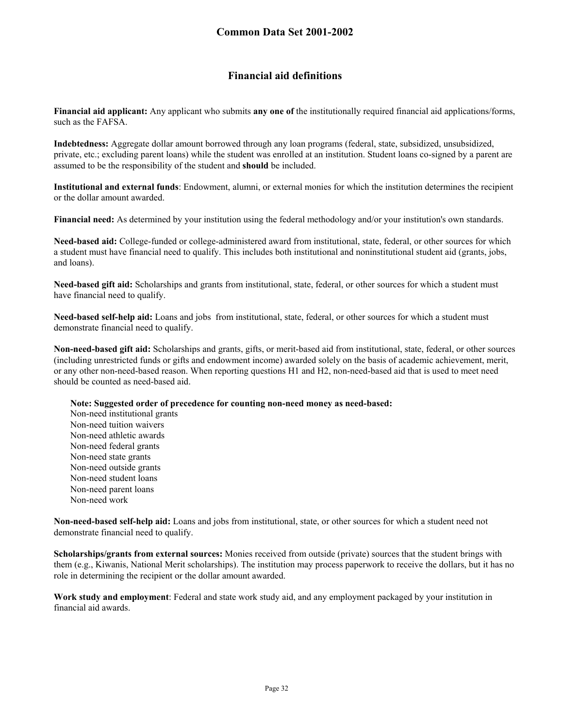## Financial aid definitions

**Financial aid applicant:** Any applicant who submits **any one of** the institutionally required financial aid applications/forms, such as the FAFSA.

**Indebtedness:** Aggregate dollar amount borrowed through any loan programs (federal, state, subsidized, unsubsidized, private, etc.; excluding parent loans) while the student was enrolled at an institution. Student loans co-signed by a parent are assumed to be the responsibility of the student and **should** be included.

**Institutional and external funds**: Endowment, alumni, or external monies for which the institution determines the recipient or the dollar amount awarded.

**Financial need:** As determined by your institution using the federal methodology and/or your institution's own standards.

**Need-based aid:** College-funded or college-administered award from institutional, state, federal, or other sources for which a student must have financial need to qualify. This includes both institutional and noninstitutional student aid (grants, jobs, and loans).

**Need-based gift aid:** Scholarships and grants from institutional, state, federal, or other sources for which a student must have financial need to qualify.

**Need-based self-help aid:** Loans and jobs from institutional, state, federal, or other sources for which a student must demonstrate financial need to qualify.

**Non-need-based gift aid:** Scholarships and grants, gifts, or merit-based aid from institutional, state, federal, or other sources (including unrestricted funds or gifts and endowment income) awarded solely on the basis of academic achievement, merit, or any other non-need-based reason. When reporting questions H1 and H2, non-need-based aid that is used to meet need should be counted as need-based aid.

**Note: Suggested order of precedence for counting non-need money as need-based:**

Non-need institutional grants
Non-need tuition waivers
Non-need athletic awards
Non-need federal grants
Non-need state grants
Non-need outside grants
Non-need student loans
Non-need parent loans
Non-need work

**Non-need-based self-help aid:** Loans and jobs from institutional, state, or other sources for which a student need not demonstrate financial need to qualify.

**Scholarships/grants from external sources:** Monies received from outside (private) sources that the student brings with them (e.g., Kiwanis, National Merit scholarships). The institution may process paperwork to receive the dollars, but it has no role in determining the recipient or the dollar amount awarded.

**Work study and employment**: Federal and state work study aid, and any employment packaged by your institution in financial aid awards.